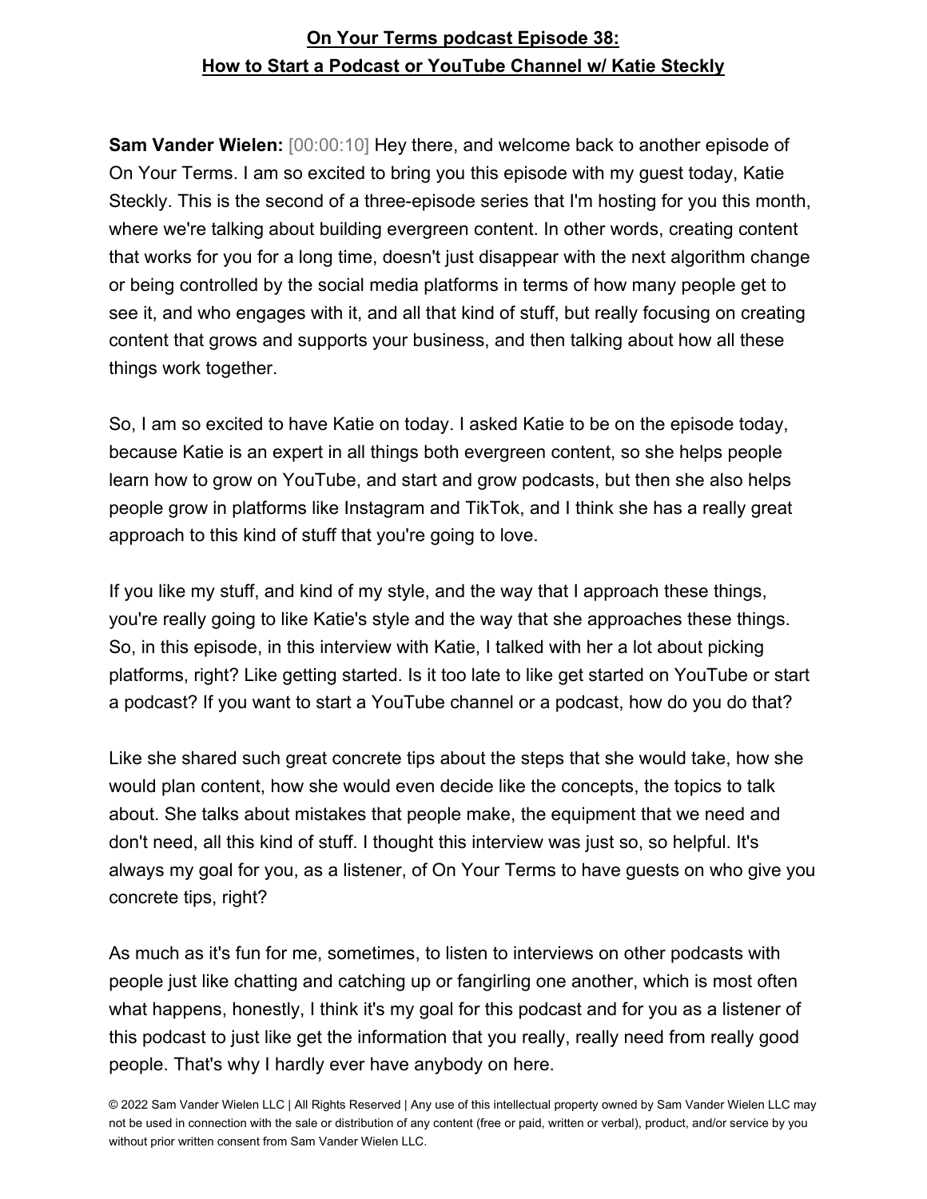# On Your Terms podcast Episode 38: How to Start a Podcast or YouTube Channel w/ Katie Steckly

**Sam Vander Wielen:** [00:00:10] Hey there, and welcome back to another episode of On Your Terms. I am so excited to bring you this episode with my guest today, Katie Steckly. This is the second of a three-episode series that I'm hosting for you this month, where we're talking about building evergreen content. In other words, creating content that works for you for a long time, doesn't just disappear with the next algorithm change or being controlled by the social media platforms in terms of how many people get to see it, and who engages with it, and all that kind of stuff, but really focusing on creating content that grows and supports your business, and then talking about how all these things work together.

So, I am so excited to have Katie on today. I asked Katie to be on the episode today, because Katie is an expert in all things both evergreen content, so she helps people learn how to grow on YouTube, and start and grow podcasts, but then she also helps people grow in platforms like Instagram and TikTok, and I think she has a really great approach to this kind of stuff that you're going to love.

If you like my stuff, and kind of my style, and the way that I approach these things, you're really going to like Katie's style and the way that she approaches these things. So, in this episode, in this interview with Katie, I talked with her a lot about picking platforms, right? Like getting started. Is it too late to like get started on YouTube or start a podcast? If you want to start a YouTube channel or a podcast, how do you do that?

Like she shared such great concrete tips about the steps that she would take, how she would plan content, how she would even decide like the concepts, the topics to talk about. She talks about mistakes that people make, the equipment that we need and don't need, all this kind of stuff. I thought this interview was just so, so helpful. It's always my goal for you, as a listener, of On Your Terms to have guests on who give you concrete tips, right?

As much as it's fun for me, sometimes, to listen to interviews on other podcasts with people just like chatting and catching up or fangirling one another, which is most often what happens, honestly, I think it's my goal for this podcast and for you as a listener of this podcast to just like get the information that you really, really need from really good people. That's why I hardly ever have anybody on here.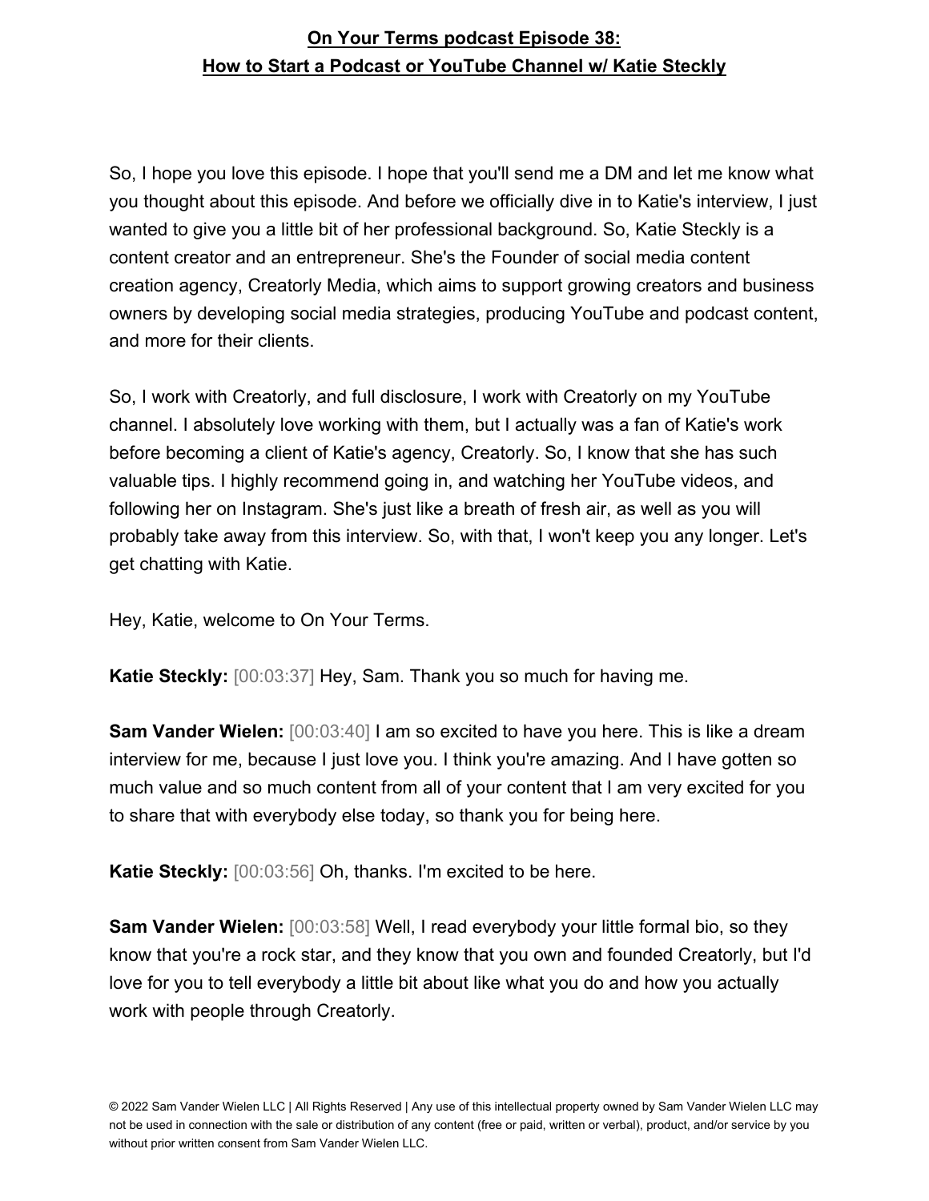So, I hope you love this episode. I hope that you'll send me a DM and let me know what you thought about this episode. And before we officially dive in to Katie's interview, I just wanted to give you a little bit of her professional background. So, Katie Steckly is a content creator and an entrepreneur. She's the Founder of social media content creation agency, Creatorly Media, which aims to support growing creators and business owners by developing social media strategies, producing YouTube and podcast content, and more for their clients.

So, I work with Creatorly, and full disclosure, I work with Creatorly on my YouTube channel. I absolutely love working with them, but I actually was a fan of Katie's work before becoming a client of Katie's agency, Creatorly. So, I know that she has such valuable tips. I highly recommend going in, and watching her YouTube videos, and following her on Instagram. She's just like a breath of fresh air, as well as you will probably take away from this interview. So, with that, I won't keep you any longer. Let's get chatting with Katie.

Hey, Katie, welcome to On Your Terms.

**Katie Steckly:** [00:03:37] Hey, Sam. Thank you so much for having me.

**Sam Vander Wielen:** [00:03:40] I am so excited to have you here. This is like a dream interview for me, because I just love you. I think you're amazing. And I have gotten so much value and so much content from all of your content that I am very excited for you to share that with everybody else today, so thank you for being here.

**Katie Steckly:** [00:03:56] Oh, thanks. I'm excited to be here.

**Sam Vander Wielen:** [00:03:58] Well, I read everybody your little formal bio, so they know that you're a rock star, and they know that you own and founded Creatorly, but I'd love for you to tell everybody a little bit about like what you do and how you actually work with people through Creatorly.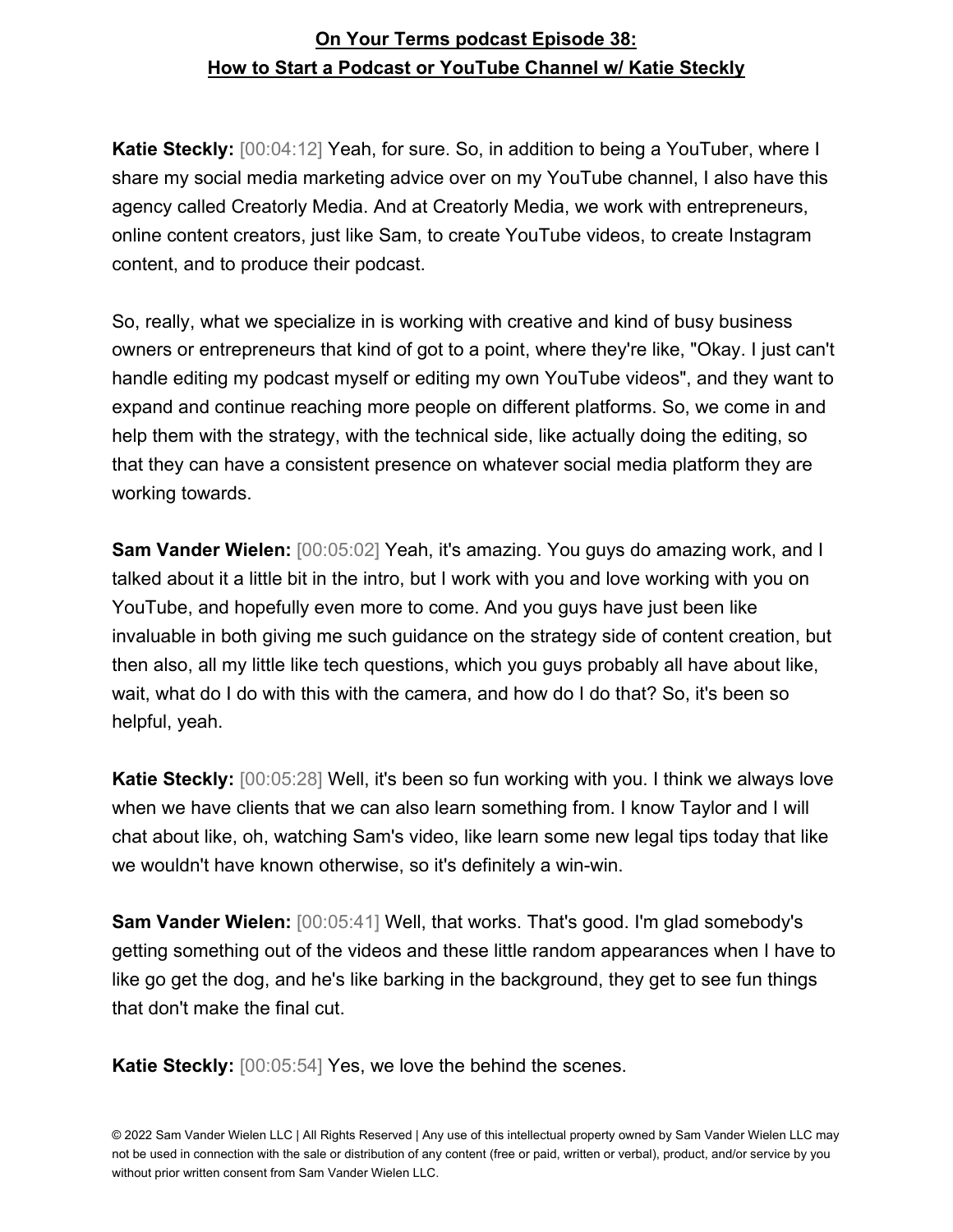**Katie Steckly:** [00:04:12] Yeah, for sure. So, in addition to being a YouTuber, where I share my social media marketing advice over on my YouTube channel, I also have this agency called Creatorly Media. And at Creatorly Media, we work with entrepreneurs, online content creators, just like Sam, to create YouTube videos, to create Instagram content, and to produce their podcast.

So, really, what we specialize in is working with creative and kind of busy business owners or entrepreneurs that kind of got to a point, where they're like, "Okay. I just can't handle editing my podcast myself or editing my own YouTube videos", and they want to expand and continue reaching more people on different platforms. So, we come in and help them with the strategy, with the technical side, like actually doing the editing, so that they can have a consistent presence on whatever social media platform they are working towards.

**Sam Vander Wielen:** [00:05:02] Yeah, it's amazing. You guys do amazing work, and I talked about it a little bit in the intro, but I work with you and love working with you on YouTube, and hopefully even more to come. And you guys have just been like invaluable in both giving me such guidance on the strategy side of content creation, but then also, all my little like tech questions, which you guys probably all have about like, wait, what do I do with this with the camera, and how do I do that? So, it's been so helpful, yeah.

**Katie Steckly:** [00:05:28] Well, it's been so fun working with you. I think we always love when we have clients that we can also learn something from. I know Taylor and I will chat about like, oh, watching Sam's video, like learn some new legal tips today that like we wouldn't have known otherwise, so it's definitely a win-win.

**Sam Vander Wielen:** [00:05:41] Well, that works. That's good. I'm glad somebody's getting something out of the videos and these little random appearances when I have to like go get the dog, and he's like barking in the background, they get to see fun things that don't make the final cut.

**Katie Steckly:** [00:05:54] Yes, we love the behind the scenes.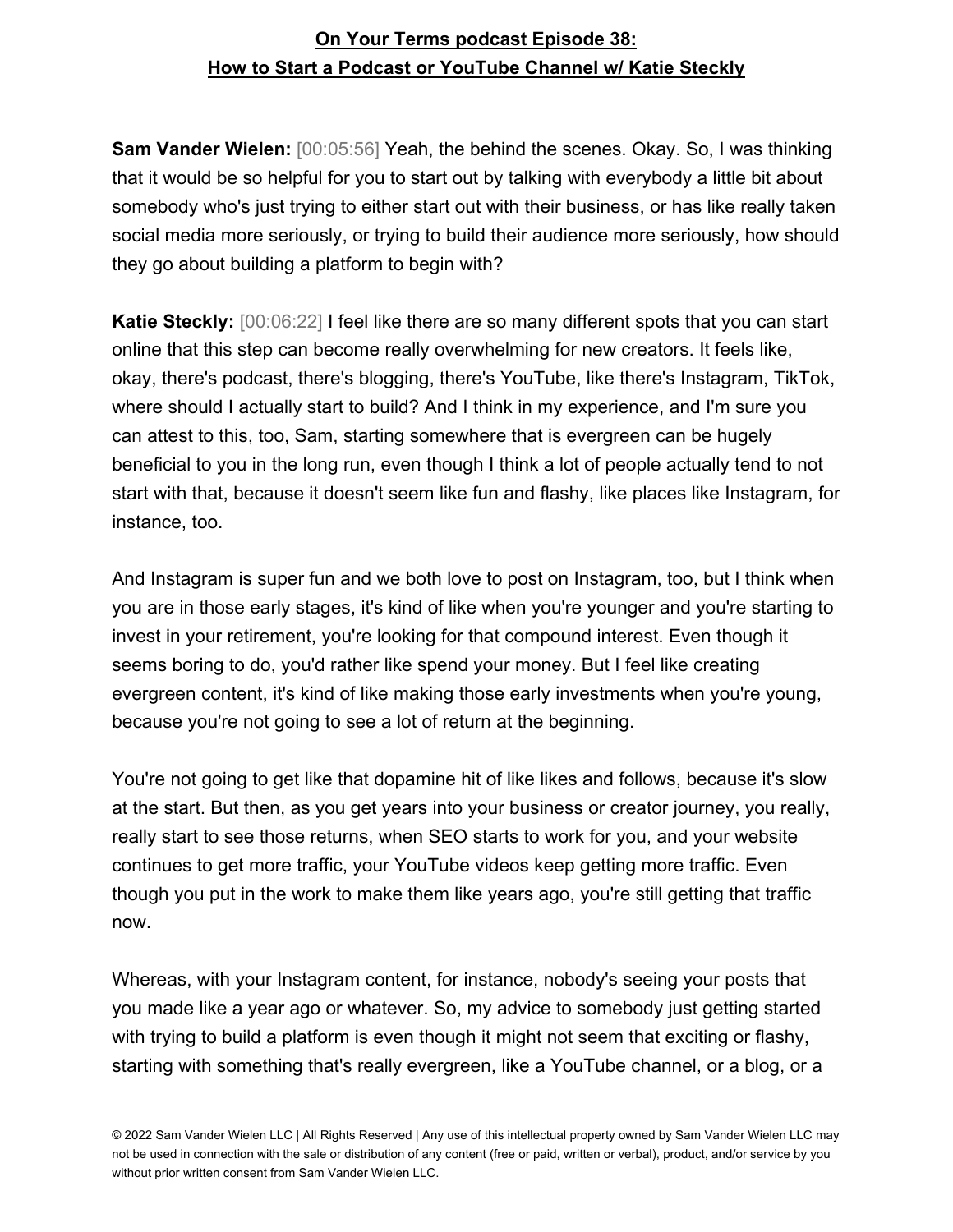**Sam Vander Wielen:** [00:05:56] Yeah, the behind the scenes. Okay. So, I was thinking that it would be so helpful for you to start out by talking with everybody a little bit about somebody who's just trying to either start out with their business, or has like really taken social media more seriously, or trying to build their audience more seriously, how should they go about building a platform to begin with?

**Katie Steckly:** [00:06:22] I feel like there are so many different spots that you can start online that this step can become really overwhelming for new creators. It feels like, okay, there's podcast, there's blogging, there's YouTube, like there's Instagram, TikTok, where should I actually start to build? And I think in my experience, and I'm sure you can attest to this, too, Sam, starting somewhere that is evergreen can be hugely beneficial to you in the long run, even though I think a lot of people actually tend to not start with that, because it doesn't seem like fun and flashy, like places like Instagram, for instance, too.

And Instagram is super fun and we both love to post on Instagram, too, but I think when you are in those early stages, it's kind of like when you're younger and you're starting to invest in your retirement, you're looking for that compound interest. Even though it seems boring to do, you'd rather like spend your money. But I feel like creating evergreen content, it's kind of like making those early investments when you're young, because you're not going to see a lot of return at the beginning.

You're not going to get like that dopamine hit of like likes and follows, because it's slow at the start. But then, as you get years into your business or creator journey, you really, really start to see those returns, when SEO starts to work for you, and your website continues to get more traffic, your YouTube videos keep getting more traffic. Even though you put in the work to make them like years ago, you're still getting that traffic now.

Whereas, with your Instagram content, for instance, nobody's seeing your posts that you made like a year ago or whatever. So, my advice to somebody just getting started with trying to build a platform is even though it might not seem that exciting or flashy, starting with something that's really evergreen, like a YouTube channel, or a blog, or a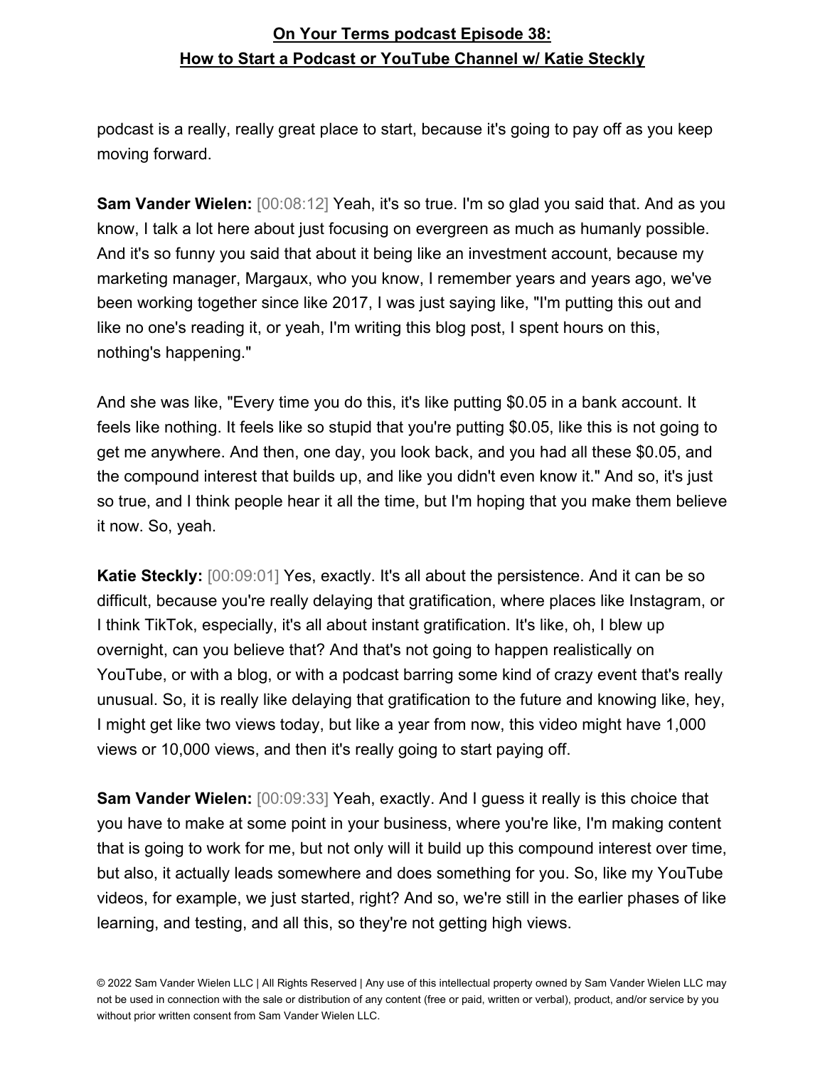podcast is a really, really great place to start, because it's going to pay off as you keep moving forward.

**Sam Vander Wielen:** [00:08:12] Yeah, it's so true. I'm so glad you said that. And as you know, I talk a lot here about just focusing on evergreen as much as humanly possible. And it's so funny you said that about it being like an investment account, because my marketing manager, Margaux, who you know, I remember years and years ago, we've been working together since like 2017, I was just saying like, "I'm putting this out and like no one's reading it, or yeah, I'm writing this blog post, I spent hours on this, nothing's happening."

And she was like, "Every time you do this, it's like putting $0.05 in a bank account. It feels like nothing. It feels like so stupid that you're putting $0.05, like this is not going to get me anywhere. And then, one day, you look back, and you had all these $0.05, and the compound interest that builds up, and like you didn't even know it." And so, it's just so true, and I think people hear it all the time, but I'm hoping that you make them believe it now. So, yeah.

**Katie Steckly:** [00:09:01] Yes, exactly. It's all about the persistence. And it can be so difficult, because you're really delaying that gratification, where places like Instagram, or I think TikTok, especially, it's all about instant gratification. It's like, oh, I blew up overnight, can you believe that? And that's not going to happen realistically on YouTube, or with a blog, or with a podcast barring some kind of crazy event that's really unusual. So, it is really like delaying that gratification to the future and knowing like, hey, I might get like two views today, but like a year from now, this video might have 1,000 views or 10,000 views, and then it's really going to start paying off.

**Sam Vander Wielen:** [00:09:33] Yeah, exactly. And I guess it really is this choice that you have to make at some point in your business, where you're like, I'm making content that is going to work for me, but not only will it build up this compound interest over time, but also, it actually leads somewhere and does something for you. So, like my YouTube videos, for example, we just started, right? And so, we're still in the earlier phases of like learning, and testing, and all this, so they're not getting high views.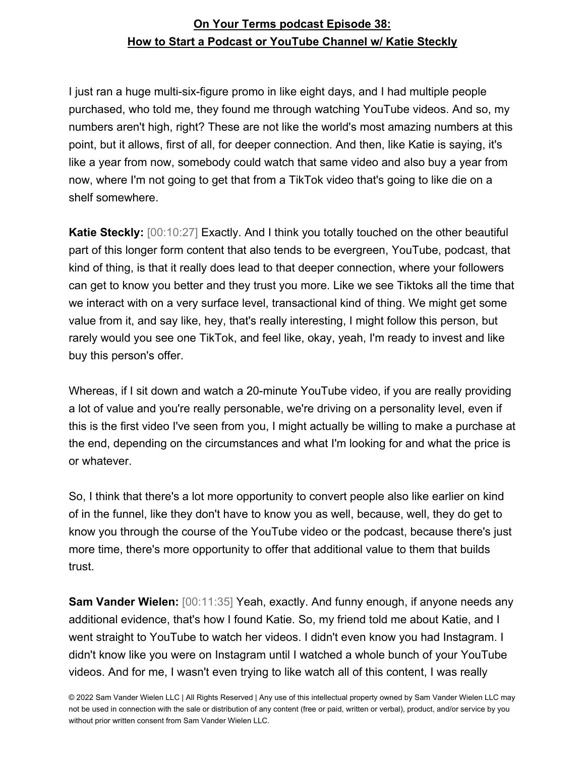I just ran a huge multi-six-figure promo in like eight days, and I had multiple people purchased, who told me, they found me through watching YouTube videos. And so, my numbers aren't high, right? These are not like the world's most amazing numbers at this point, but it allows, first of all, for deeper connection. And then, like Katie is saying, it's like a year from now, somebody could watch that same video and also buy a year from now, where I'm not going to get that from a TikTok video that's going to like die on a shelf somewhere.

**Katie Steckly:** [00:10:27] Exactly. And I think you totally touched on the other beautiful part of this longer form content that also tends to be evergreen, YouTube, podcast, that kind of thing, is that it really does lead to that deeper connection, where your followers can get to know you better and they trust you more. Like we see Tiktoks all the time that we interact with on a very surface level, transactional kind of thing. We might get some value from it, and say like, hey, that's really interesting, I might follow this person, but rarely would you see one TikTok, and feel like, okay, yeah, I'm ready to invest and like buy this person's offer.

Whereas, if I sit down and watch a 20-minute YouTube video, if you are really providing a lot of value and you're really personable, we're driving on a personality level, even if this is the first video I've seen from you, I might actually be willing to make a purchase at the end, depending on the circumstances and what I'm looking for and what the price is or whatever.

So, I think that there's a lot more opportunity to convert people also like earlier on kind of in the funnel, like they don't have to know you as well, because, well, they do get to know you through the course of the YouTube video or the podcast, because there's just more time, there's more opportunity to offer that additional value to them that builds trust.

**Sam Vander Wielen:** [00:11:35] Yeah, exactly. And funny enough, if anyone needs any additional evidence, that's how I found Katie. So, my friend told me about Katie, and I went straight to YouTube to watch her videos. I didn't even know you had Instagram. I didn't know like you were on Instagram until I watched a whole bunch of your YouTube videos. And for me, I wasn't even trying to like watch all of this content, I was really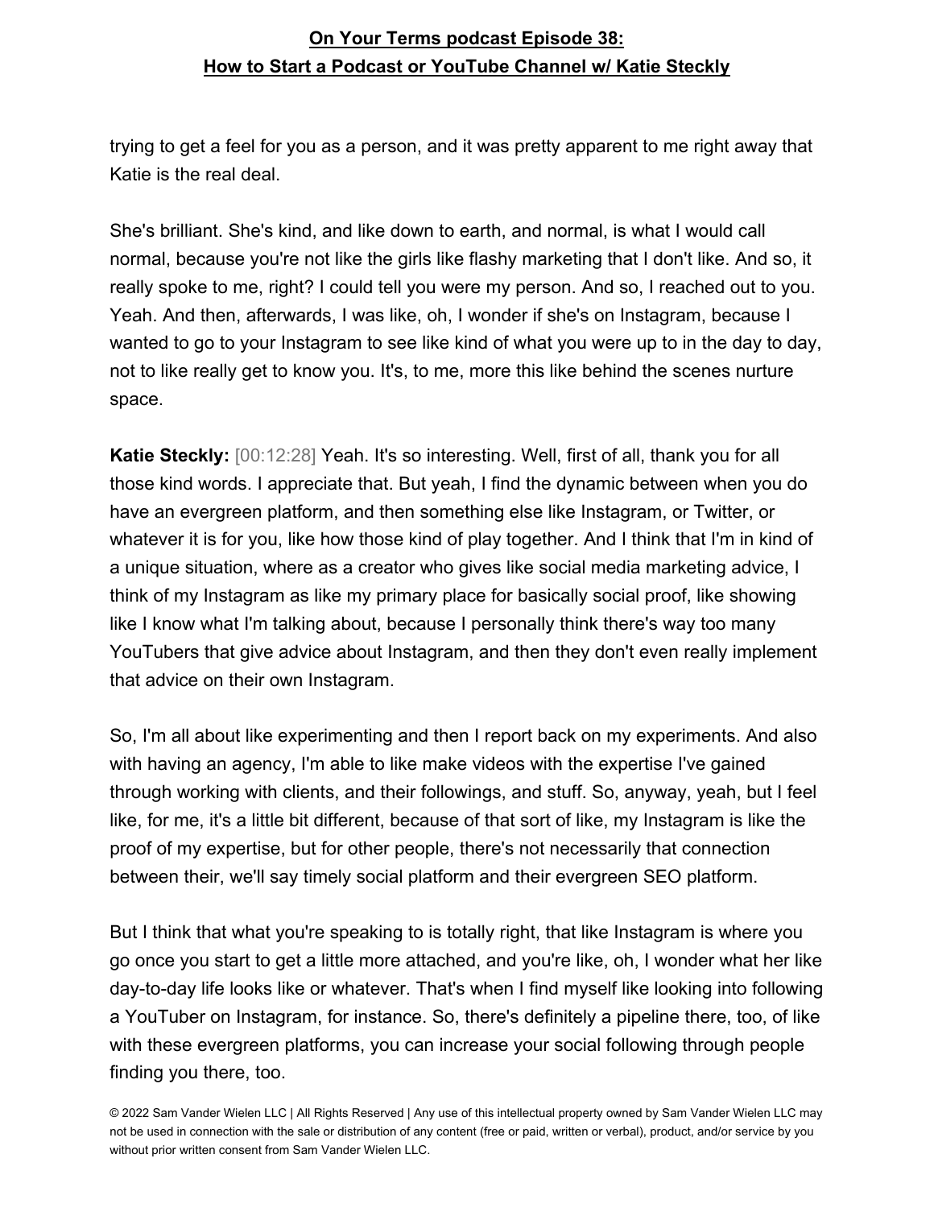trying to get a feel for you as a person, and it was pretty apparent to me right away that Katie is the real deal.

She's brilliant. She's kind, and like down to earth, and normal, is what I would call normal, because you're not like the girls like flashy marketing that I don't like. And so, it really spoke to me, right? I could tell you were my person. And so, I reached out to you. Yeah. And then, afterwards, I was like, oh, I wonder if she's on Instagram, because I wanted to go to your Instagram to see like kind of what you were up to in the day to day, not to like really get to know you. It's, to me, more this like behind the scenes nurture space.

**Katie Steckly:** [00:12:28] Yeah. It's so interesting. Well, first of all, thank you for all those kind words. I appreciate that. But yeah, I find the dynamic between when you do have an evergreen platform, and then something else like Instagram, or Twitter, or whatever it is for you, like how those kind of play together. And I think that I'm in kind of a unique situation, where as a creator who gives like social media marketing advice, I think of my Instagram as like my primary place for basically social proof, like showing like I know what I'm talking about, because I personally think there's way too many YouTubers that give advice about Instagram, and then they don't even really implement that advice on their own Instagram.

So, I'm all about like experimenting and then I report back on my experiments. And also with having an agency, I'm able to like make videos with the expertise I've gained through working with clients, and their followings, and stuff. So, anyway, yeah, but I feel like, for me, it's a little bit different, because of that sort of like, my Instagram is like the proof of my expertise, but for other people, there's not necessarily that connection between their, we'll say timely social platform and their evergreen SEO platform.

But I think that what you're speaking to is totally right, that like Instagram is where you go once you start to get a little more attached, and you're like, oh, I wonder what her like day-to-day life looks like or whatever. That's when I find myself like looking into following a YouTuber on Instagram, for instance. So, there's definitely a pipeline there, too, of like with these evergreen platforms, you can increase your social following through people finding you there, too.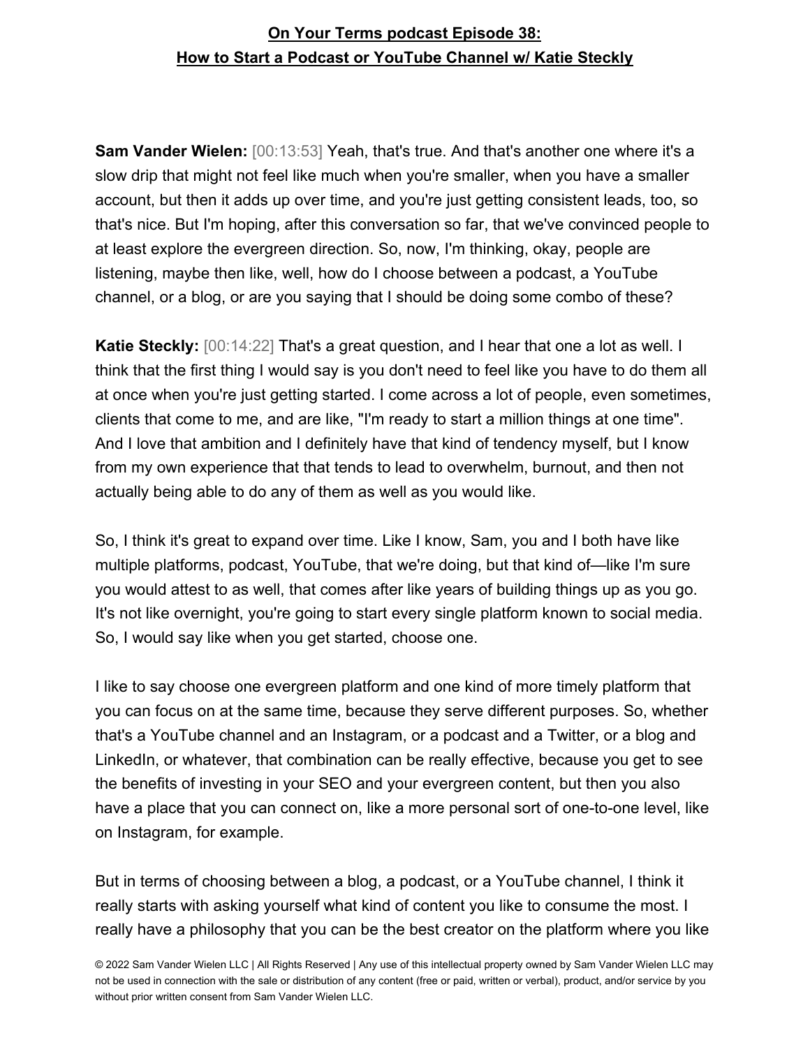**Sam Vander Wielen:** [00:13:53] Yeah, that's true. And that's another one where it's a slow drip that might not feel like much when you're smaller, when you have a smaller account, but then it adds up over time, and you're just getting consistent leads, too, so that's nice. But I'm hoping, after this conversation so far, that we've convinced people to at least explore the evergreen direction. So, now, I'm thinking, okay, people are listening, maybe then like, well, how do I choose between a podcast, a YouTube channel, or a blog, or are you saying that I should be doing some combo of these?

**Katie Steckly:** [00:14:22] That's a great question, and I hear that one a lot as well. I think that the first thing I would say is you don't need to feel like you have to do them all at once when you're just getting started. I come across a lot of people, even sometimes, clients that come to me, and are like, "I'm ready to start a million things at one time". And I love that ambition and I definitely have that kind of tendency myself, but I know from my own experience that that tends to lead to overwhelm, burnout, and then not actually being able to do any of them as well as you would like.

So, I think it's great to expand over time. Like I know, Sam, you and I both have like multiple platforms, podcast, YouTube, that we're doing, but that kind of—like I'm sure you would attest to as well, that comes after like years of building things up as you go. It's not like overnight, you're going to start every single platform known to social media. So, I would say like when you get started, choose one.

I like to say choose one evergreen platform and one kind of more timely platform that you can focus on at the same time, because they serve different purposes. So, whether that's a YouTube channel and an Instagram, or a podcast and a Twitter, or a blog and LinkedIn, or whatever, that combination can be really effective, because you get to see the benefits of investing in your SEO and your evergreen content, but then you also have a place that you can connect on, like a more personal sort of one-to-one level, like on Instagram, for example.

But in terms of choosing between a blog, a podcast, or a YouTube channel, I think it really starts with asking yourself what kind of content you like to consume the most. I really have a philosophy that you can be the best creator on the platform where you like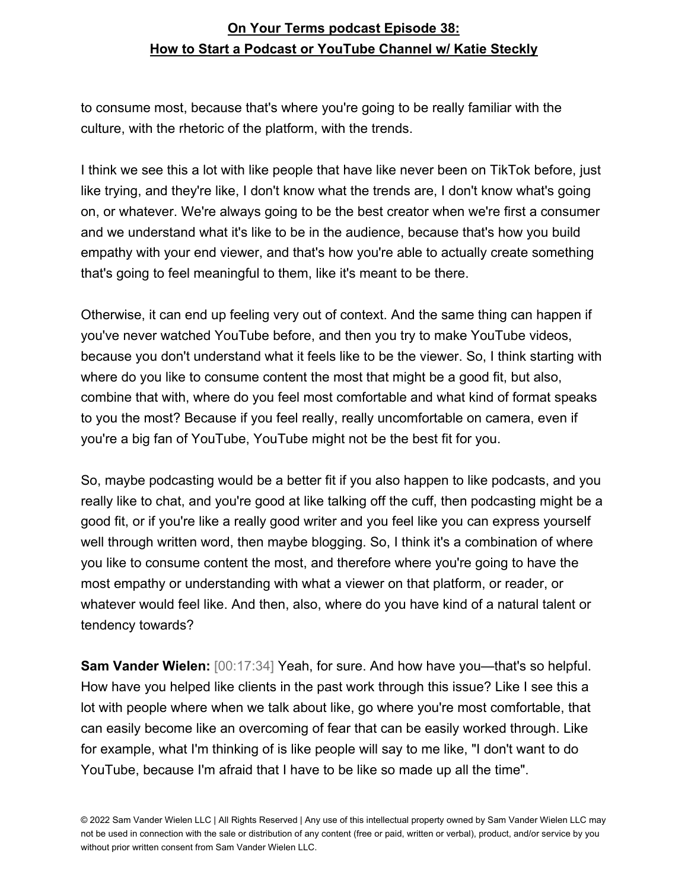to consume most, because that's where you're going to be really familiar with the culture, with the rhetoric of the platform, with the trends.

I think we see this a lot with like people that have like never been on TikTok before, just like trying, and they're like, I don't know what the trends are, I don't know what's going on, or whatever. We're always going to be the best creator when we're first a consumer and we understand what it's like to be in the audience, because that's how you build empathy with your end viewer, and that's how you're able to actually create something that's going to feel meaningful to them, like it's meant to be there.

Otherwise, it can end up feeling very out of context. And the same thing can happen if you've never watched YouTube before, and then you try to make YouTube videos, because you don't understand what it feels like to be the viewer. So, I think starting with where do you like to consume content the most that might be a good fit, but also, combine that with, where do you feel most comfortable and what kind of format speaks to you the most? Because if you feel really, really uncomfortable on camera, even if you're a big fan of YouTube, YouTube might not be the best fit for you.

So, maybe podcasting would be a better fit if you also happen to like podcasts, and you really like to chat, and you're good at like talking off the cuff, then podcasting might be a good fit, or if you're like a really good writer and you feel like you can express yourself well through written word, then maybe blogging. So, I think it's a combination of where you like to consume content the most, and therefore where you're going to have the most empathy or understanding with what a viewer on that platform, or reader, or whatever would feel like. And then, also, where do you have kind of a natural talent or tendency towards?

**Sam Vander Wielen:** [00:17:34] Yeah, for sure. And how have you—that's so helpful. How have you helped like clients in the past work through this issue? Like I see this a lot with people where when we talk about like, go where you're most comfortable, that can easily become like an overcoming of fear that can be easily worked through. Like for example, what I'm thinking of is like people will say to me like, "I don't want to do YouTube, because I'm afraid that I have to be like so made up all the time".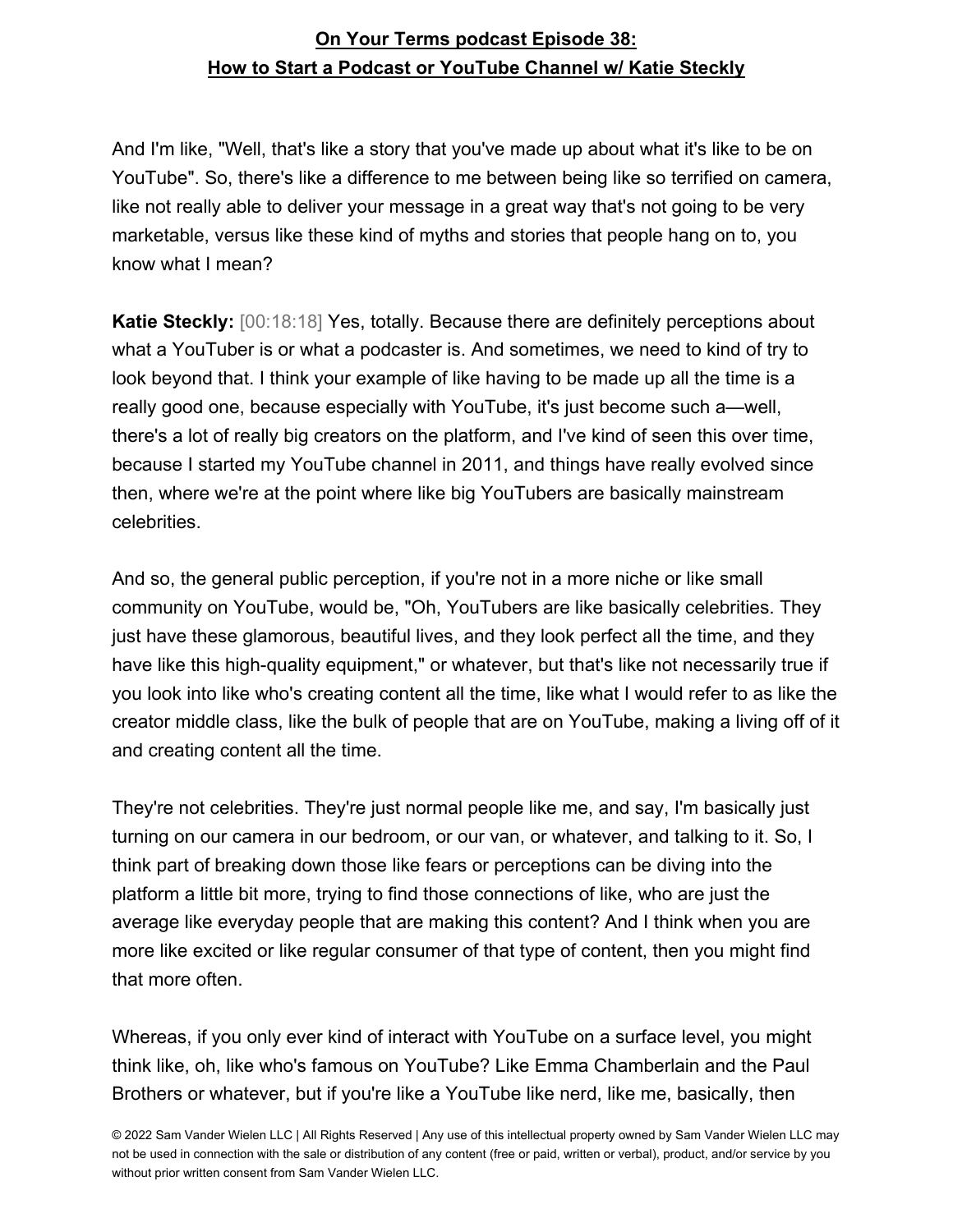And I'm like, "Well, that's like a story that you've made up about what it's like to be on YouTube". So, there's like a difference to me between being like so terrified on camera, like not really able to deliver your message in a great way that's not going to be very marketable, versus like these kind of myths and stories that people hang on to, you know what I mean?

**Katie Steckly:** [00:18:18] Yes, totally. Because there are definitely perceptions about what a YouTuber is or what a podcaster is. And sometimes, we need to kind of try to look beyond that. I think your example of like having to be made up all the time is a really good one, because especially with YouTube, it's just become such a—well, there's a lot of really big creators on the platform, and I've kind of seen this over time, because I started my YouTube channel in 2011, and things have really evolved since then, where we're at the point where like big YouTubers are basically mainstream celebrities.

And so, the general public perception, if you're not in a more niche or like small community on YouTube, would be, "Oh, YouTubers are like basically celebrities. They just have these glamorous, beautiful lives, and they look perfect all the time, and they have like this high-quality equipment," or whatever, but that's like not necessarily true if you look into like who's creating content all the time, like what I would refer to as like the creator middle class, like the bulk of people that are on YouTube, making a living off of it and creating content all the time.

They're not celebrities. They're just normal people like me, and say, I'm basically just turning on our camera in our bedroom, or our van, or whatever, and talking to it. So, I think part of breaking down those like fears or perceptions can be diving into the platform a little bit more, trying to find those connections of like, who are just the average like everyday people that are making this content? And I think when you are more like excited or like regular consumer of that type of content, then you might find that more often.

Whereas, if you only ever kind of interact with YouTube on a surface level, you might think like, oh, like who's famous on YouTube? Like Emma Chamberlain and the Paul Brothers or whatever, but if you're like a YouTube like nerd, like me, basically, then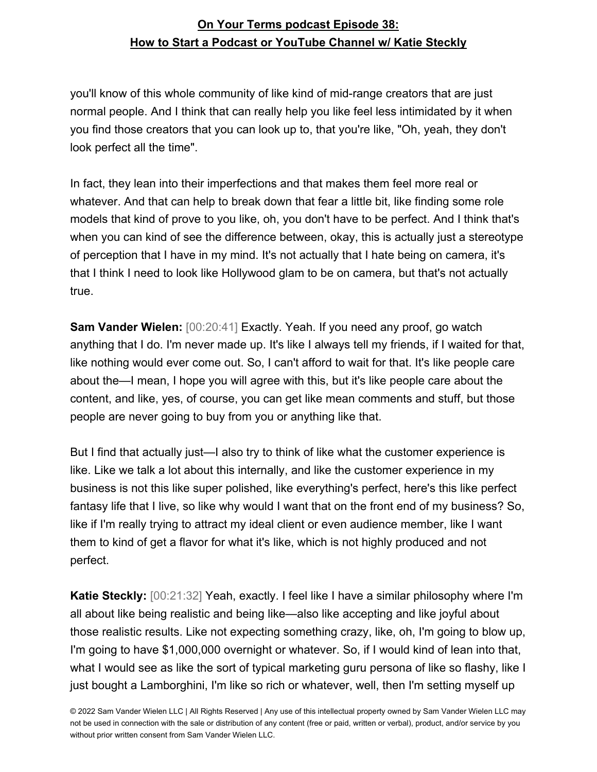you'll know of this whole community of like kind of mid-range creators that are just normal people. And I think that can really help you like feel less intimidated by it when you find those creators that you can look up to, that you're like, "Oh, yeah, they don't look perfect all the time".

In fact, they lean into their imperfections and that makes them feel more real or whatever. And that can help to break down that fear a little bit, like finding some role models that kind of prove to you like, oh, you don't have to be perfect. And I think that's when you can kind of see the difference between, okay, this is actually just a stereotype of perception that I have in my mind. It's not actually that I hate being on camera, it's that I think I need to look like Hollywood glam to be on camera, but that's not actually true.

**Sam Vander Wielen:** [00:20:41] Exactly. Yeah. If you need any proof, go watch anything that I do. I'm never made up. It's like I always tell my friends, if I waited for that, like nothing would ever come out. So, I can't afford to wait for that. It's like people care about the—I mean, I hope you will agree with this, but it's like people care about the content, and like, yes, of course, you can get like mean comments and stuff, but those people are never going to buy from you or anything like that.

But I find that actually just—I also try to think of like what the customer experience is like. Like we talk a lot about this internally, and like the customer experience in my business is not this like super polished, like everything's perfect, here's this like perfect fantasy life that I live, so like why would I want that on the front end of my business? So, like if I'm really trying to attract my ideal client or even audience member, like I want them to kind of get a flavor for what it's like, which is not highly produced and not perfect.

**Katie Steckly:** [00:21:32] Yeah, exactly. I feel like I have a similar philosophy where I'm all about like being realistic and being like—also like accepting and like joyful about those realistic results. Like not expecting something crazy, like, oh, I'm going to blow up, I'm going to have $1,000,000 overnight or whatever. So, if I would kind of lean into that, what I would see as like the sort of typical marketing guru persona of like so flashy, like I just bought a Lamborghini, I'm like so rich or whatever, well, then I'm setting myself up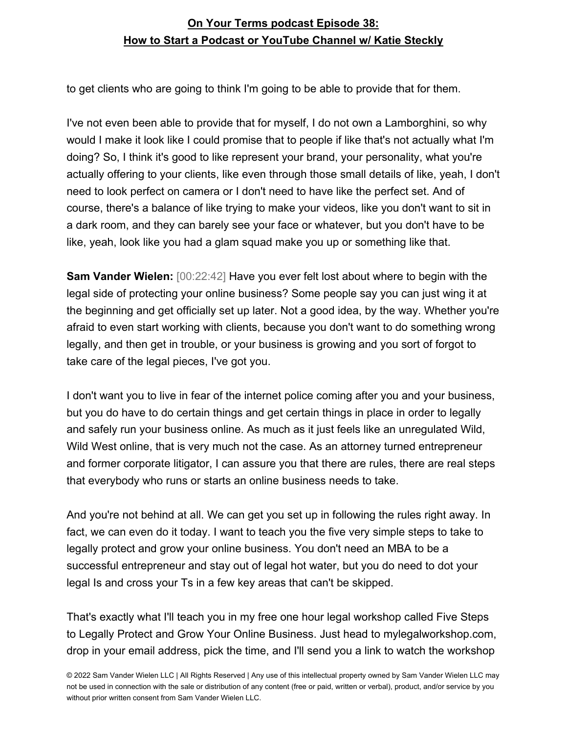to get clients who are going to think I'm going to be able to provide that for them.

I've not even been able to provide that for myself, I do not own a Lamborghini, so why would I make it look like I could promise that to people if like that's not actually what I'm doing? So, I think it's good to like represent your brand, your personality, what you're actually offering to your clients, like even through those small details of like, yeah, I don't need to look perfect on camera or I don't need to have like the perfect set. And of course, there's a balance of like trying to make your videos, like you don't want to sit in a dark room, and they can barely see your face or whatever, but you don't have to be like, yeah, look like you had a glam squad make you up or something like that.

**Sam Vander Wielen:** [00:22:42] Have you ever felt lost about where to begin with the legal side of protecting your online business? Some people say you can just wing it at the beginning and get officially set up later. Not a good idea, by the way. Whether you're afraid to even start working with clients, because you don't want to do something wrong legally, and then get in trouble, or your business is growing and you sort of forgot to take care of the legal pieces, I've got you.

I don't want you to live in fear of the internet police coming after you and your business, but you do have to do certain things and get certain things in place in order to legally and safely run your business online. As much as it just feels like an unregulated Wild, Wild West online, that is very much not the case. As an attorney turned entrepreneur and former corporate litigator, I can assure you that there are rules, there are real steps that everybody who runs or starts an online business needs to take.

And you're not behind at all. We can get you set up in following the rules right away. In fact, we can even do it today. I want to teach you the five very simple steps to take to legally protect and grow your online business. You don't need an MBA to be a successful entrepreneur and stay out of legal hot water, but you do need to dot your legal Is and cross your Ts in a few key areas that can't be skipped.

That's exactly what I'll teach you in my free one hour legal workshop called Five Steps to Legally Protect and Grow Your Online Business. Just head to mylegalworkshop.com, drop in your email address, pick the time, and I'll send you a link to watch the workshop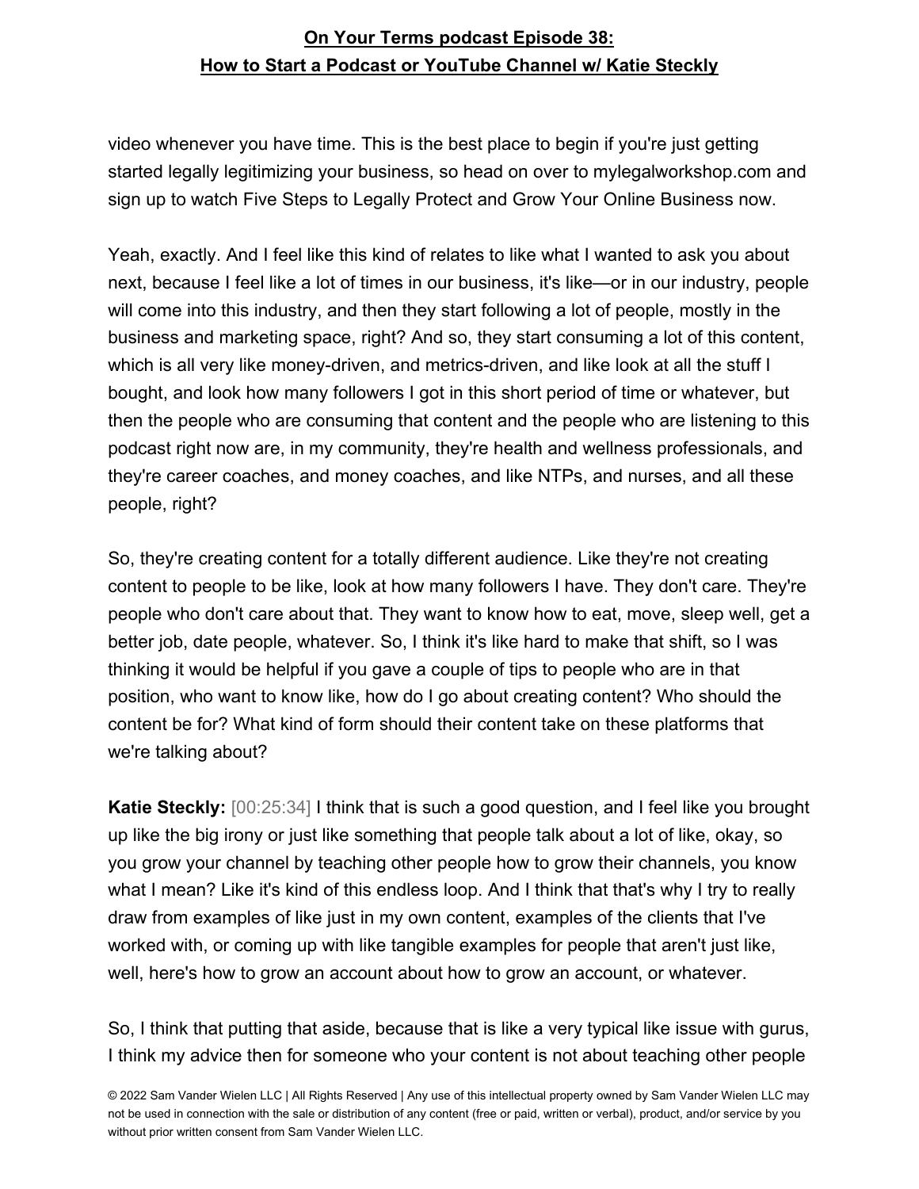video whenever you have time. This is the best place to begin if you're just getting started legally legitimizing your business, so head on over to mylegalworkshop.com and sign up to watch Five Steps to Legally Protect and Grow Your Online Business now.

Yeah, exactly. And I feel like this kind of relates to like what I wanted to ask you about next, because I feel like a lot of times in our business, it's like—or in our industry, people will come into this industry, and then they start following a lot of people, mostly in the business and marketing space, right? And so, they start consuming a lot of this content, which is all very like money-driven, and metrics-driven, and like look at all the stuff I bought, and look how many followers I got in this short period of time or whatever, but then the people who are consuming that content and the people who are listening to this podcast right now are, in my community, they're health and wellness professionals, and they're career coaches, and money coaches, and like NTPs, and nurses, and all these people, right?

So, they're creating content for a totally different audience. Like they're not creating content to people to be like, look at how many followers I have. They don't care. They're people who don't care about that. They want to know how to eat, move, sleep well, get a better job, date people, whatever. So, I think it's like hard to make that shift, so I was thinking it would be helpful if you gave a couple of tips to people who are in that position, who want to know like, how do I go about creating content? Who should the content be for? What kind of form should their content take on these platforms that we're talking about?

**Katie Steckly:** [00:25:34] I think that is such a good question, and I feel like you brought up like the big irony or just like something that people talk about a lot of like, okay, so you grow your channel by teaching other people how to grow their channels, you know what I mean? Like it's kind of this endless loop. And I think that that's why I try to really draw from examples of like just in my own content, examples of the clients that I've worked with, or coming up with like tangible examples for people that aren't just like, well, here's how to grow an account about how to grow an account, or whatever.

So, I think that putting that aside, because that is like a very typical like issue with gurus, I think my advice then for someone who your content is not about teaching other people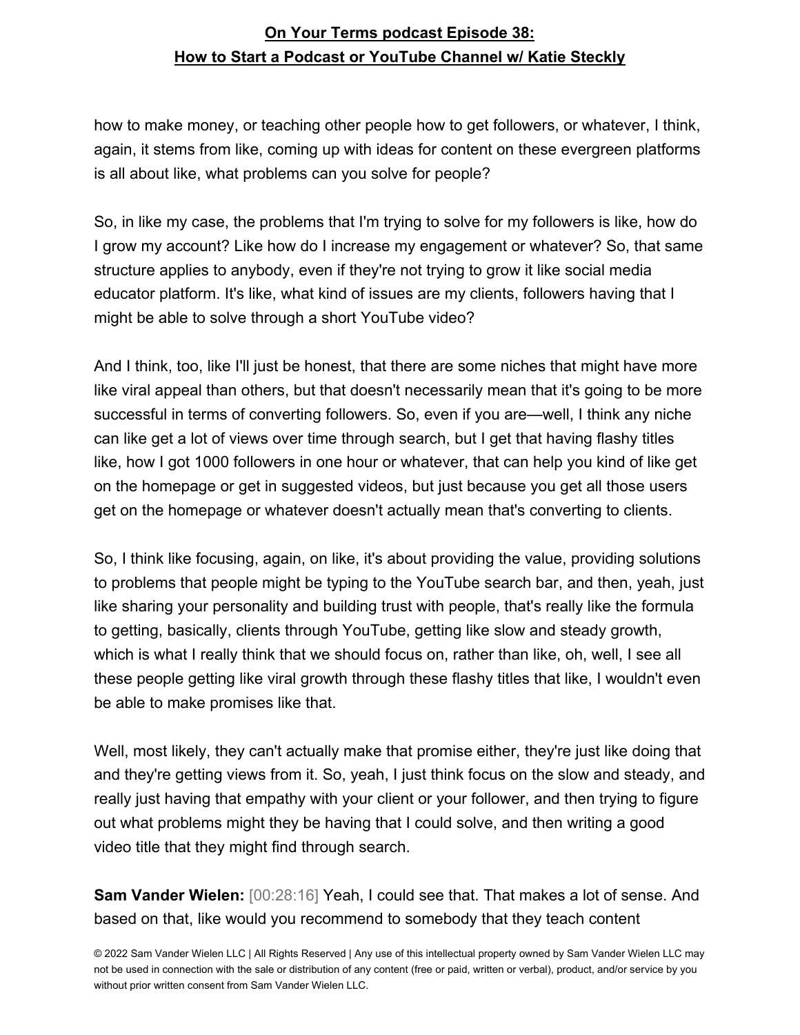how to make money, or teaching other people how to get followers, or whatever, I think, again, it stems from like, coming up with ideas for content on these evergreen platforms is all about like, what problems can you solve for people?

So, in like my case, the problems that I'm trying to solve for my followers is like, how do I grow my account? Like how do I increase my engagement or whatever? So, that same structure applies to anybody, even if they're not trying to grow it like social media educator platform. It's like, what kind of issues are my clients, followers having that I might be able to solve through a short YouTube video?

And I think, too, like I'll just be honest, that there are some niches that might have more like viral appeal than others, but that doesn't necessarily mean that it's going to be more successful in terms of converting followers. So, even if you are—well, I think any niche can like get a lot of views over time through search, but I get that having flashy titles like, how I got 1000 followers in one hour or whatever, that can help you kind of like get on the homepage or get in suggested videos, but just because you get all those users get on the homepage or whatever doesn't actually mean that's converting to clients.

So, I think like focusing, again, on like, it's about providing the value, providing solutions to problems that people might be typing to the YouTube search bar, and then, yeah, just like sharing your personality and building trust with people, that's really like the formula to getting, basically, clients through YouTube, getting like slow and steady growth, which is what I really think that we should focus on, rather than like, oh, well, I see all these people getting like viral growth through these flashy titles that like, I wouldn't even be able to make promises like that.

Well, most likely, they can't actually make that promise either, they're just like doing that and they're getting views from it. So, yeah, I just think focus on the slow and steady, and really just having that empathy with your client or your follower, and then trying to figure out what problems might they be having that I could solve, and then writing a good video title that they might find through search.

**Sam Vander Wielen:** [00:28:16] Yeah, I could see that. That makes a lot of sense. And based on that, like would you recommend to somebody that they teach content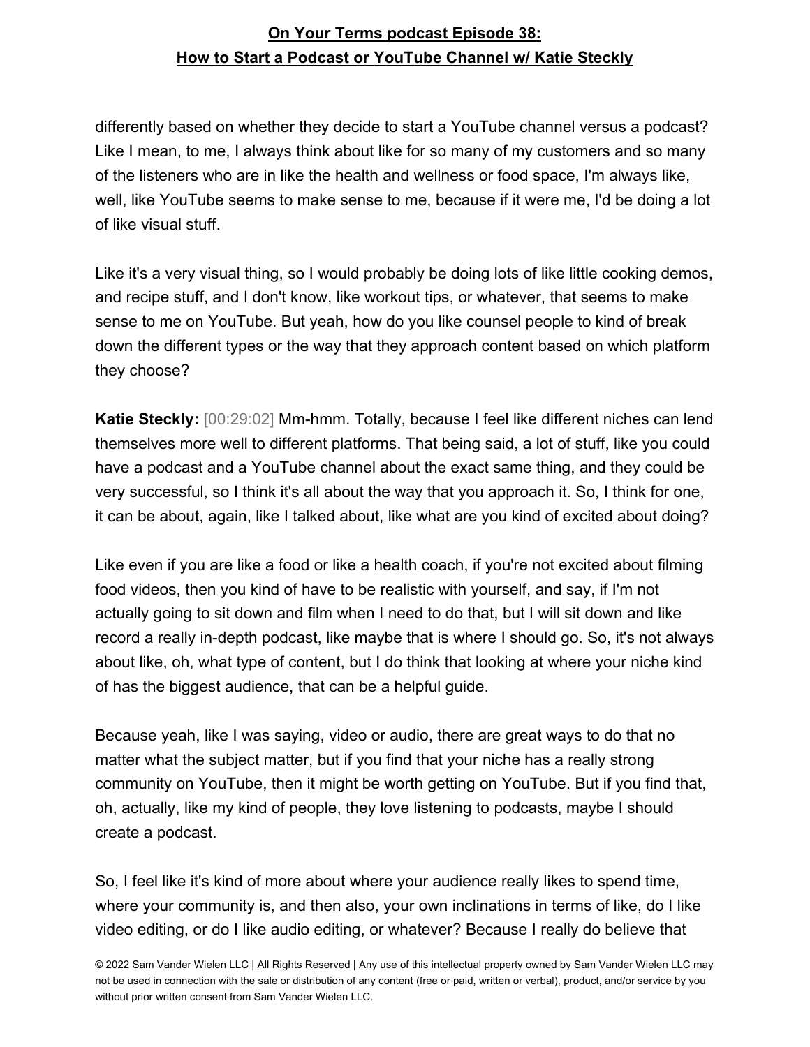differently based on whether they decide to start a YouTube channel versus a podcast? Like I mean, to me, I always think about like for so many of my customers and so many of the listeners who are in like the health and wellness or food space, I'm always like, well, like YouTube seems to make sense to me, because if it were me, I'd be doing a lot of like visual stuff.

Like it's a very visual thing, so I would probably be doing lots of like little cooking demos, and recipe stuff, and I don't know, like workout tips, or whatever, that seems to make sense to me on YouTube. But yeah, how do you like counsel people to kind of break down the different types or the way that they approach content based on which platform they choose?

**Katie Steckly:** [00:29:02] Mm-hmm. Totally, because I feel like different niches can lend themselves more well to different platforms. That being said, a lot of stuff, like you could have a podcast and a YouTube channel about the exact same thing, and they could be very successful, so I think it's all about the way that you approach it. So, I think for one, it can be about, again, like I talked about, like what are you kind of excited about doing?

Like even if you are like a food or like a health coach, if you're not excited about filming food videos, then you kind of have to be realistic with yourself, and say, if I'm not actually going to sit down and film when I need to do that, but I will sit down and like record a really in-depth podcast, like maybe that is where I should go. So, it's not always about like, oh, what type of content, but I do think that looking at where your niche kind of has the biggest audience, that can be a helpful guide.

Because yeah, like I was saying, video or audio, there are great ways to do that no matter what the subject matter, but if you find that your niche has a really strong community on YouTube, then it might be worth getting on YouTube. But if you find that, oh, actually, like my kind of people, they love listening to podcasts, maybe I should create a podcast.

So, I feel like it's kind of more about where your audience really likes to spend time, where your community is, and then also, your own inclinations in terms of like, do I like video editing, or do I like audio editing, or whatever? Because I really do believe that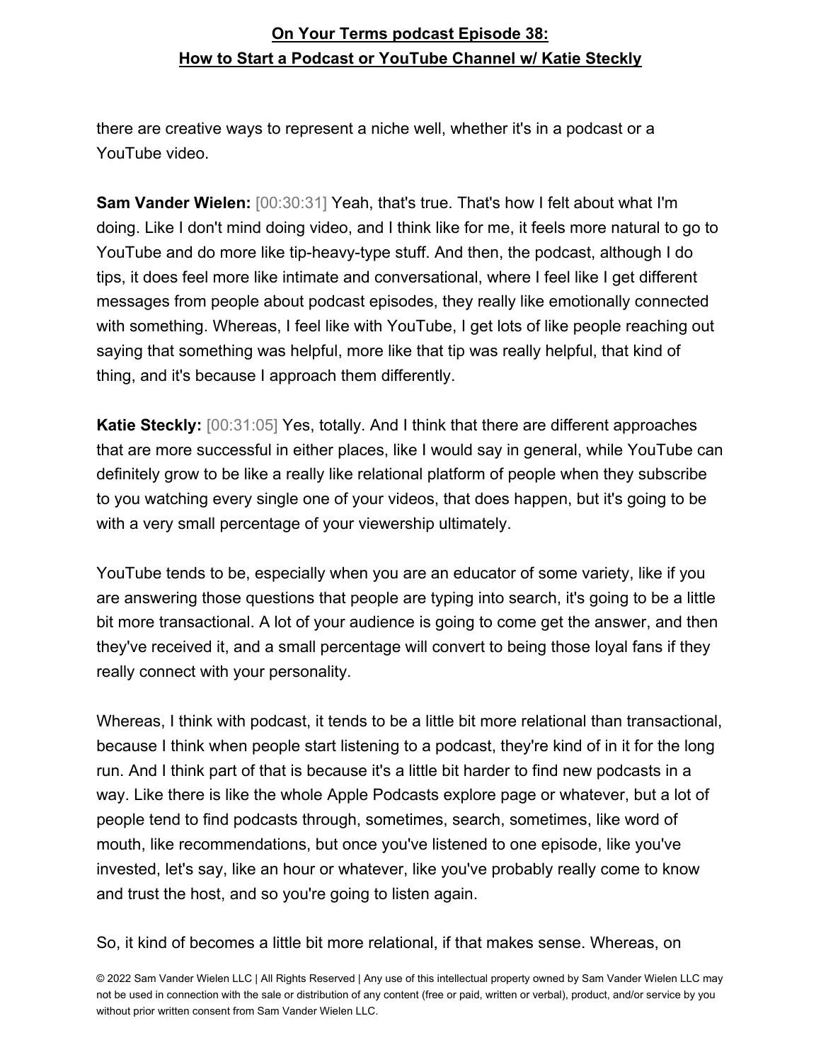there are creative ways to represent a niche well, whether it's in a podcast or a YouTube video.

**Sam Vander Wielen:** [00:30:31] Yeah, that's true. That's how I felt about what I'm doing. Like I don't mind doing video, and I think like for me, it feels more natural to go to YouTube and do more like tip-heavy-type stuff. And then, the podcast, although I do tips, it does feel more like intimate and conversational, where I feel like I get different messages from people about podcast episodes, they really like emotionally connected with something. Whereas, I feel like with YouTube, I get lots of like people reaching out saying that something was helpful, more like that tip was really helpful, that kind of thing, and it's because I approach them differently.

**Katie Steckly:** [00:31:05] Yes, totally. And I think that there are different approaches that are more successful in either places, like I would say in general, while YouTube can definitely grow to be like a really like relational platform of people when they subscribe to you watching every single one of your videos, that does happen, but it's going to be with a very small percentage of your viewership ultimately.

YouTube tends to be, especially when you are an educator of some variety, like if you are answering those questions that people are typing into search, it's going to be a little bit more transactional. A lot of your audience is going to come get the answer, and then they've received it, and a small percentage will convert to being those loyal fans if they really connect with your personality.

Whereas, I think with podcast, it tends to be a little bit more relational than transactional, because I think when people start listening to a podcast, they're kind of in it for the long run. And I think part of that is because it's a little bit harder to find new podcasts in a way. Like there is like the whole Apple Podcasts explore page or whatever, but a lot of people tend to find podcasts through, sometimes, search, sometimes, like word of mouth, like recommendations, but once you've listened to one episode, like you've invested, let's say, like an hour or whatever, like you've probably really come to know and trust the host, and so you're going to listen again.

So, it kind of becomes a little bit more relational, if that makes sense. Whereas, on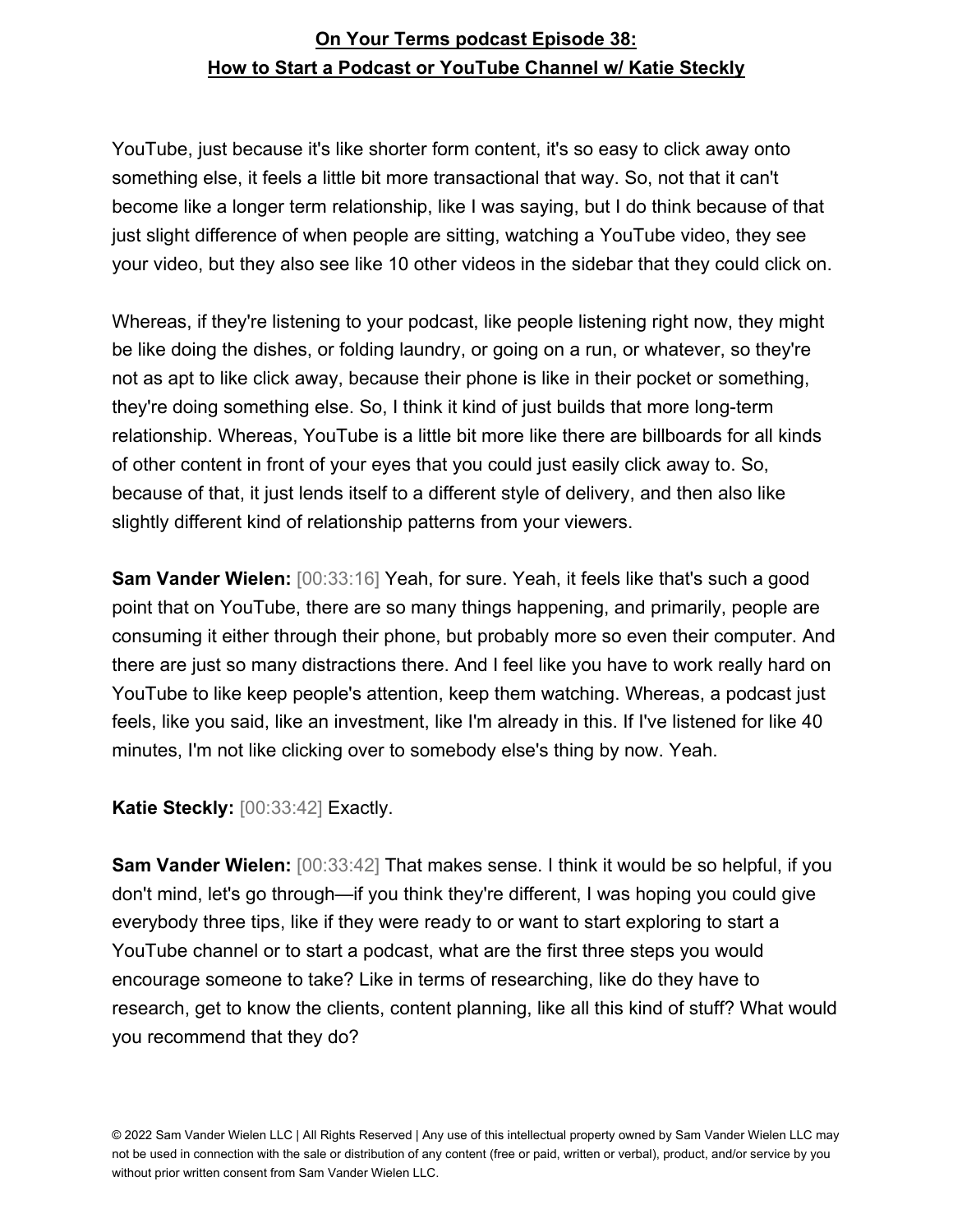YouTube, just because it's like shorter form content, it's so easy to click away onto something else, it feels a little bit more transactional that way. So, not that it can't become like a longer term relationship, like I was saying, but I do think because of that just slight difference of when people are sitting, watching a YouTube video, they see your video, but they also see like 10 other videos in the sidebar that they could click on.

Whereas, if they're listening to your podcast, like people listening right now, they might be like doing the dishes, or folding laundry, or going on a run, or whatever, so they're not as apt to like click away, because their phone is like in their pocket or something, they're doing something else. So, I think it kind of just builds that more long-term relationship. Whereas, YouTube is a little bit more like there are billboards for all kinds of other content in front of your eyes that you could just easily click away to. So, because of that, it just lends itself to a different style of delivery, and then also like slightly different kind of relationship patterns from your viewers.

**Sam Vander Wielen:** [00:33:16] Yeah, for sure. Yeah, it feels like that's such a good point that on YouTube, there are so many things happening, and primarily, people are consuming it either through their phone, but probably more so even their computer. And there are just so many distractions there. And I feel like you have to work really hard on YouTube to like keep people's attention, keep them watching. Whereas, a podcast just feels, like you said, like an investment, like I'm already in this. If I've listened for like 40 minutes, I'm not like clicking over to somebody else's thing by now. Yeah.

**Katie Steckly:** [00:33:42] Exactly.

**Sam Vander Wielen:** [00:33:42] That makes sense. I think it would be so helpful, if you don't mind, let's go through—if you think they're different, I was hoping you could give everybody three tips, like if they were ready to or want to start exploring to start a YouTube channel or to start a podcast, what are the first three steps you would encourage someone to take? Like in terms of researching, like do they have to research, get to know the clients, content planning, like all this kind of stuff? What would you recommend that they do?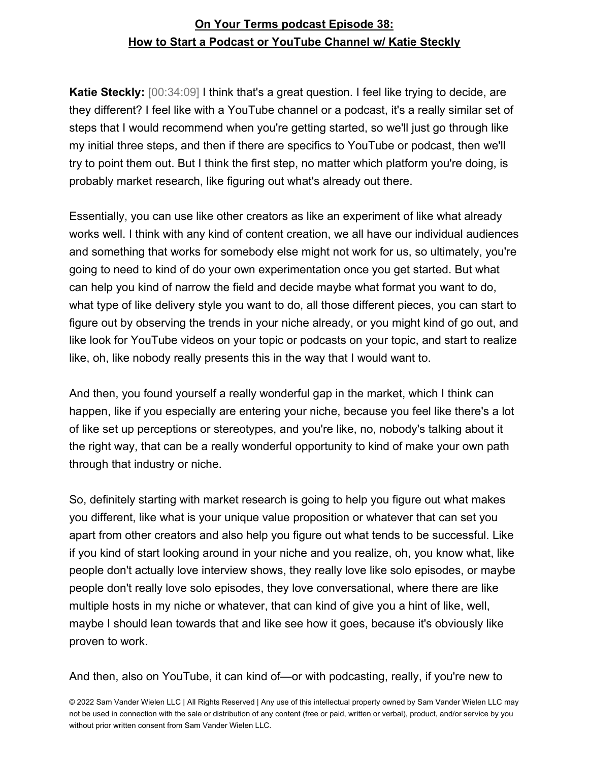**Katie Steckly:** [00:34:09] I think that's a great question. I feel like trying to decide, are they different? I feel like with a YouTube channel or a podcast, it's a really similar set of steps that I would recommend when you're getting started, so we'll just go through like my initial three steps, and then if there are specifics to YouTube or podcast, then we'll try to point them out. But I think the first step, no matter which platform you're doing, is probably market research, like figuring out what's already out there.

Essentially, you can use like other creators as like an experiment of like what already works well. I think with any kind of content creation, we all have our individual audiences and something that works for somebody else might not work for us, so ultimately, you're going to need to kind of do your own experimentation once you get started. But what can help you kind of narrow the field and decide maybe what format you want to do, what type of like delivery style you want to do, all those different pieces, you can start to figure out by observing the trends in your niche already, or you might kind of go out, and like look for YouTube videos on your topic or podcasts on your topic, and start to realize like, oh, like nobody really presents this in the way that I would want to.

And then, you found yourself a really wonderful gap in the market, which I think can happen, like if you especially are entering your niche, because you feel like there's a lot of like set up perceptions or stereotypes, and you're like, no, nobody's talking about it the right way, that can be a really wonderful opportunity to kind of make your own path through that industry or niche.

So, definitely starting with market research is going to help you figure out what makes you different, like what is your unique value proposition or whatever that can set you apart from other creators and also help you figure out what tends to be successful. Like if you kind of start looking around in your niche and you realize, oh, you know what, like people don't actually love interview shows, they really love like solo episodes, or maybe people don't really love solo episodes, they love conversational, where there are like multiple hosts in my niche or whatever, that can kind of give you a hint of like, well, maybe I should lean towards that and like see how it goes, because it's obviously like proven to work.

And then, also on YouTube, it can kind of—or with podcasting, really, if you're new to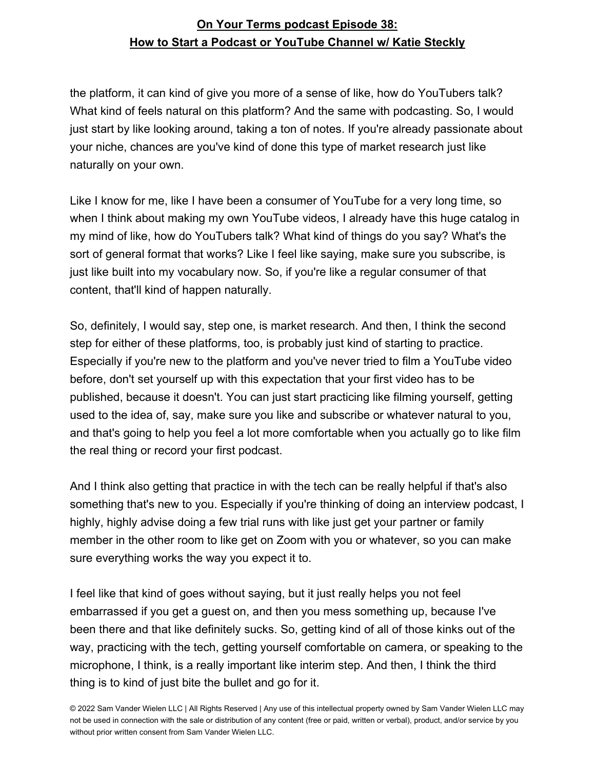the platform, it can kind of give you more of a sense of like, how do YouTubers talk? What kind of feels natural on this platform? And the same with podcasting. So, I would just start by like looking around, taking a ton of notes. If you're already passionate about your niche, chances are you've kind of done this type of market research just like naturally on your own.

Like I know for me, like I have been a consumer of YouTube for a very long time, so when I think about making my own YouTube videos, I already have this huge catalog in my mind of like, how do YouTubers talk? What kind of things do you say? What's the sort of general format that works? Like I feel like saying, make sure you subscribe, is just like built into my vocabulary now. So, if you're like a regular consumer of that content, that'll kind of happen naturally.

So, definitely, I would say, step one, is market research. And then, I think the second step for either of these platforms, too, is probably just kind of starting to practice. Especially if you're new to the platform and you've never tried to film a YouTube video before, don't set yourself up with this expectation that your first video has to be published, because it doesn't. You can just start practicing like filming yourself, getting used to the idea of, say, make sure you like and subscribe or whatever natural to you, and that's going to help you feel a lot more comfortable when you actually go to like film the real thing or record your first podcast.

And I think also getting that practice in with the tech can be really helpful if that's also something that's new to you. Especially if you're thinking of doing an interview podcast, I highly, highly advise doing a few trial runs with like just get your partner or family member in the other room to like get on Zoom with you or whatever, so you can make sure everything works the way you expect it to.

I feel like that kind of goes without saying, but it just really helps you not feel embarrassed if you get a guest on, and then you mess something up, because I've been there and that like definitely sucks. So, getting kind of all of those kinks out of the way, practicing with the tech, getting yourself comfortable on camera, or speaking to the microphone, I think, is a really important like interim step. And then, I think the third thing is to kind of just bite the bullet and go for it.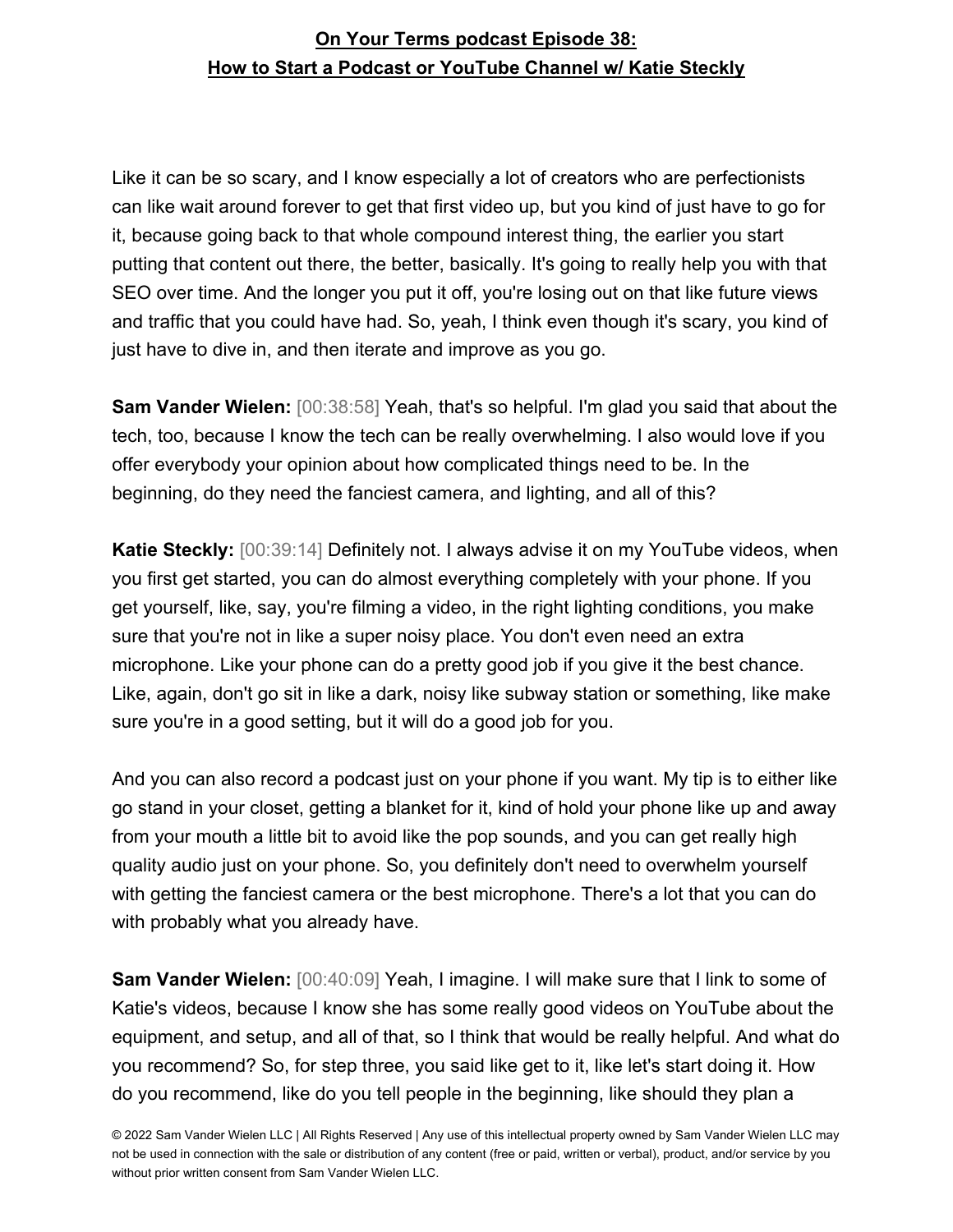Like it can be so scary, and I know especially a lot of creators who are perfectionists can like wait around forever to get that first video up, but you kind of just have to go for it, because going back to that whole compound interest thing, the earlier you start putting that content out there, the better, basically. It's going to really help you with that SEO over time. And the longer you put it off, you're losing out on that like future views and traffic that you could have had. So, yeah, I think even though it's scary, you kind of just have to dive in, and then iterate and improve as you go.

**Sam Vander Wielen:** [00:38:58] Yeah, that's so helpful. I'm glad you said that about the tech, too, because I know the tech can be really overwhelming. I also would love if you offer everybody your opinion about how complicated things need to be. In the beginning, do they need the fanciest camera, and lighting, and all of this?

**Katie Steckly:** [00:39:14] Definitely not. I always advise it on my YouTube videos, when you first get started, you can do almost everything completely with your phone. If you get yourself, like, say, you're filming a video, in the right lighting conditions, you make sure that you're not in like a super noisy place. You don't even need an extra microphone. Like your phone can do a pretty good job if you give it the best chance. Like, again, don't go sit in like a dark, noisy like subway station or something, like make sure you're in a good setting, but it will do a good job for you.

And you can also record a podcast just on your phone if you want. My tip is to either like go stand in your closet, getting a blanket for it, kind of hold your phone like up and away from your mouth a little bit to avoid like the pop sounds, and you can get really high quality audio just on your phone. So, you definitely don't need to overwhelm yourself with getting the fanciest camera or the best microphone. There's a lot that you can do with probably what you already have.

**Sam Vander Wielen:** [00:40:09] Yeah, I imagine. I will make sure that I link to some of Katie's videos, because I know she has some really good videos on YouTube about the equipment, and setup, and all of that, so I think that would be really helpful. And what do you recommend? So, for step three, you said like get to it, like let's start doing it. How do you recommend, like do you tell people in the beginning, like should they plan a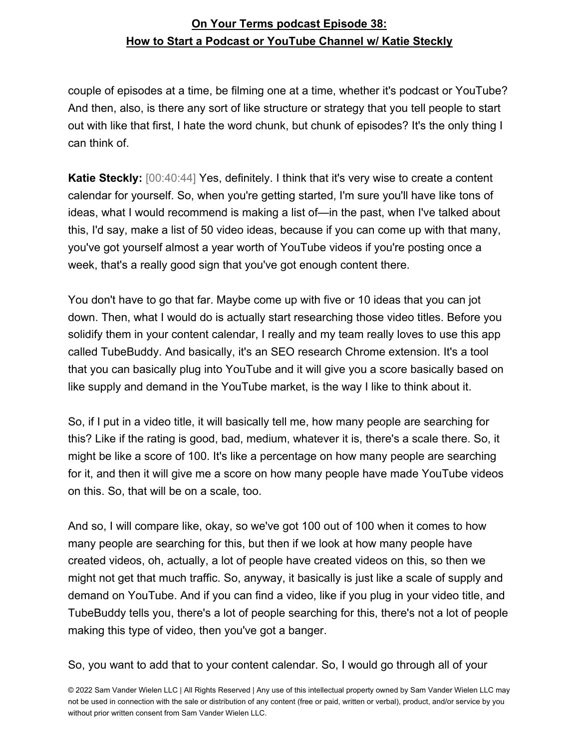couple of episodes at a time, be filming one at a time, whether it's podcast or YouTube? And then, also, is there any sort of like structure or strategy that you tell people to start out with like that first, I hate the word chunk, but chunk of episodes? It's the only thing I can think of.

**Katie Steckly:** [00:40:44] Yes, definitely. I think that it's very wise to create a content calendar for yourself. So, when you're getting started, I'm sure you'll have like tons of ideas, what I would recommend is making a list of—in the past, when I've talked about this, I'd say, make a list of 50 video ideas, because if you can come up with that many, you've got yourself almost a year worth of YouTube videos if you're posting once a week, that's a really good sign that you've got enough content there.

You don't have to go that far. Maybe come up with five or 10 ideas that you can jot down. Then, what I would do is actually start researching those video titles. Before you solidify them in your content calendar, I really and my team really loves to use this app called TubeBuddy. And basically, it's an SEO research Chrome extension. It's a tool that you can basically plug into YouTube and it will give you a score basically based on like supply and demand in the YouTube market, is the way I like to think about it.

So, if I put in a video title, it will basically tell me, how many people are searching for this? Like if the rating is good, bad, medium, whatever it is, there's a scale there. So, it might be like a score of 100. It's like a percentage on how many people are searching for it, and then it will give me a score on how many people have made YouTube videos on this. So, that will be on a scale, too.

And so, I will compare like, okay, so we've got 100 out of 100 when it comes to how many people are searching for this, but then if we look at how many people have created videos, oh, actually, a lot of people have created videos on this, so then we might not get that much traffic. So, anyway, it basically is just like a scale of supply and demand on YouTube. And if you can find a video, like if you plug in your video title, and TubeBuddy tells you, there's a lot of people searching for this, there's not a lot of people making this type of video, then you've got a banger.

So, you want to add that to your content calendar. So, I would go through all of your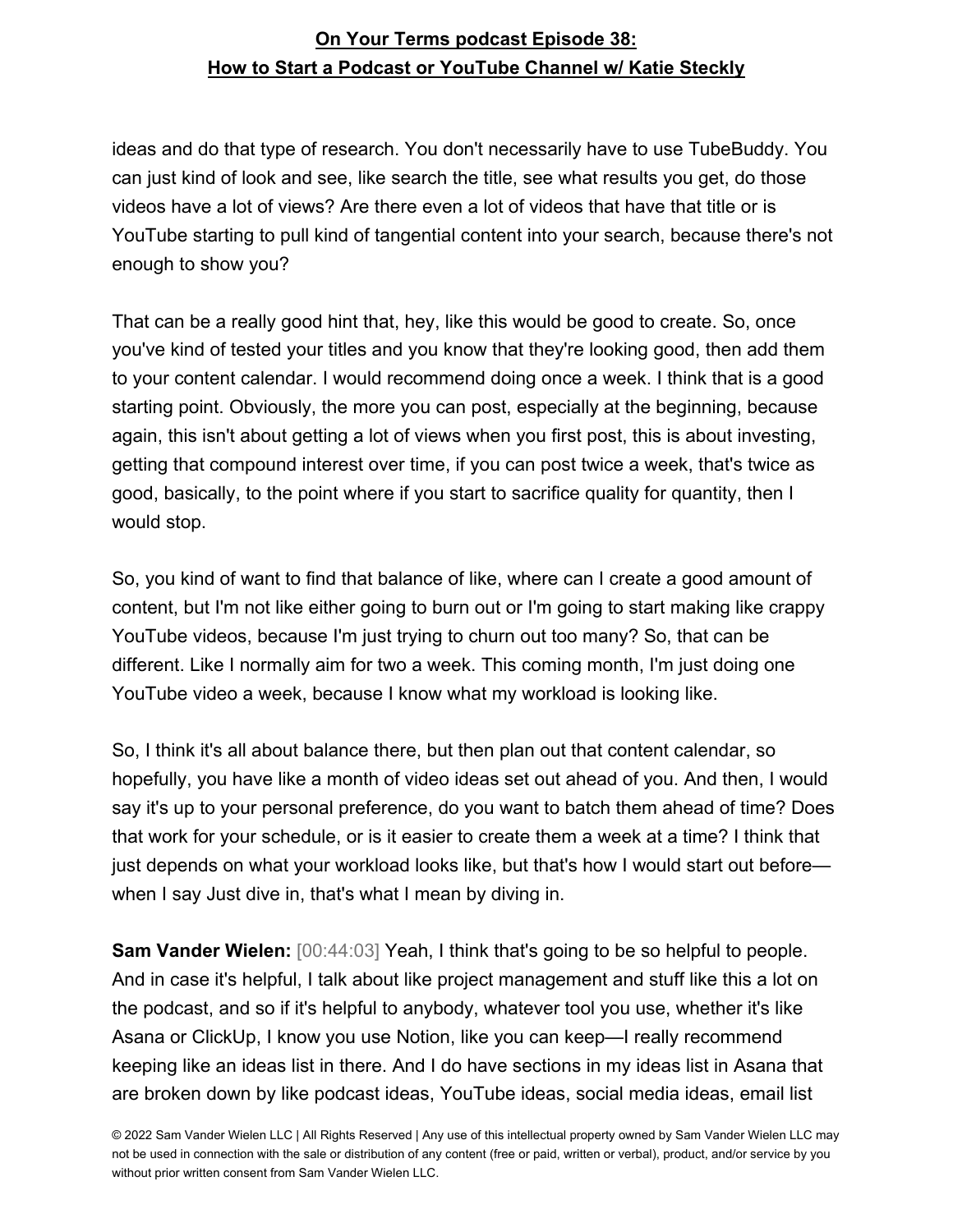ideas and do that type of research. You don't necessarily have to use TubeBuddy. You can just kind of look and see, like search the title, see what results you get, do those videos have a lot of views? Are there even a lot of videos that have that title or is YouTube starting to pull kind of tangential content into your search, because there's not enough to show you?

That can be a really good hint that, hey, like this would be good to create. So, once you've kind of tested your titles and you know that they're looking good, then add them to your content calendar. I would recommend doing once a week. I think that is a good starting point. Obviously, the more you can post, especially at the beginning, because again, this isn't about getting a lot of views when you first post, this is about investing, getting that compound interest over time, if you can post twice a week, that's twice as good, basically, to the point where if you start to sacrifice quality for quantity, then I would stop.

So, you kind of want to find that balance of like, where can I create a good amount of content, but I'm not like either going to burn out or I'm going to start making like crappy YouTube videos, because I'm just trying to churn out too many? So, that can be different. Like I normally aim for two a week. This coming month, I'm just doing one YouTube video a week, because I know what my workload is looking like.

So, I think it's all about balance there, but then plan out that content calendar, so hopefully, you have like a month of video ideas set out ahead of you. And then, I would say it's up to your personal preference, do you want to batch them ahead of time? Does that work for your schedule, or is it easier to create them a week at a time? I think that just depends on what your workload looks like, but that's how I would start out before—when I say Just dive in, that's what I mean by diving in.

**Sam Vander Wielen:** [00:44:03] Yeah, I think that's going to be so helpful to people. And in case it's helpful, I talk about like project management and stuff like this a lot on the podcast, and so if it's helpful to anybody, whatever tool you use, whether it's like Asana or ClickUp, I know you use Notion, like you can keep—I really recommend keeping like an ideas list in there. And I do have sections in my ideas list in Asana that are broken down by like podcast ideas, YouTube ideas, social media ideas, email list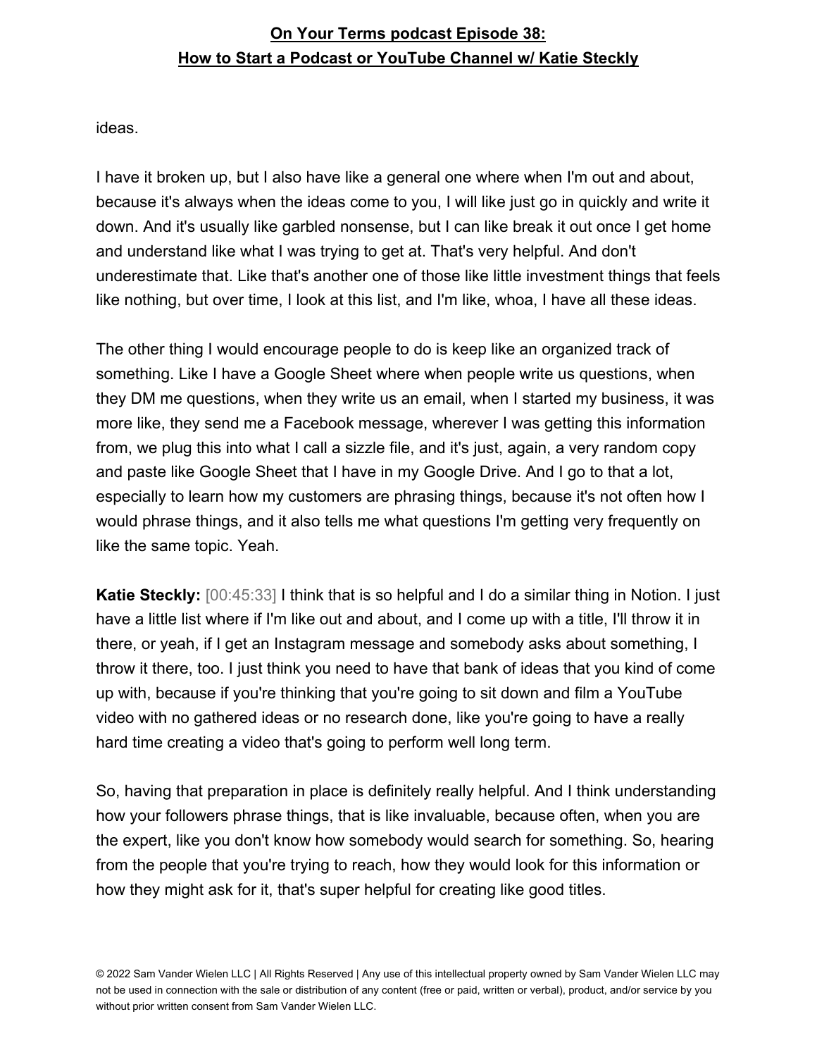ideas.

I have it broken up, but I also have like a general one where when I'm out and about, because it's always when the ideas come to you, I will like just go in quickly and write it down. And it's usually like garbled nonsense, but I can like break it out once I get home and understand like what I was trying to get at. That's very helpful. And don't underestimate that. Like that's another one of those like little investment things that feels like nothing, but over time, I look at this list, and I'm like, whoa, I have all these ideas.

The other thing I would encourage people to do is keep like an organized track of something. Like I have a Google Sheet where when people write us questions, when they DM me questions, when they write us an email, when I started my business, it was more like, they send me a Facebook message, wherever I was getting this information from, we plug this into what I call a sizzle file, and it's just, again, a very random copy and paste like Google Sheet that I have in my Google Drive. And I go to that a lot, especially to learn how my customers are phrasing things, because it's not often how I would phrase things, and it also tells me what questions I'm getting very frequently on like the same topic. Yeah.

**Katie Steckly:** [00:45:33] I think that is so helpful and I do a similar thing in Notion. I just have a little list where if I'm like out and about, and I come up with a title, I'll throw it in there, or yeah, if I get an Instagram message and somebody asks about something, I throw it there, too. I just think you need to have that bank of ideas that you kind of come up with, because if you're thinking that you're going to sit down and film a YouTube video with no gathered ideas or no research done, like you're going to have a really hard time creating a video that's going to perform well long term.

So, having that preparation in place is definitely really helpful. And I think understanding how your followers phrase things, that is like invaluable, because often, when you are the expert, like you don't know how somebody would search for something. So, hearing from the people that you're trying to reach, how they would look for this information or how they might ask for it, that's super helpful for creating like good titles.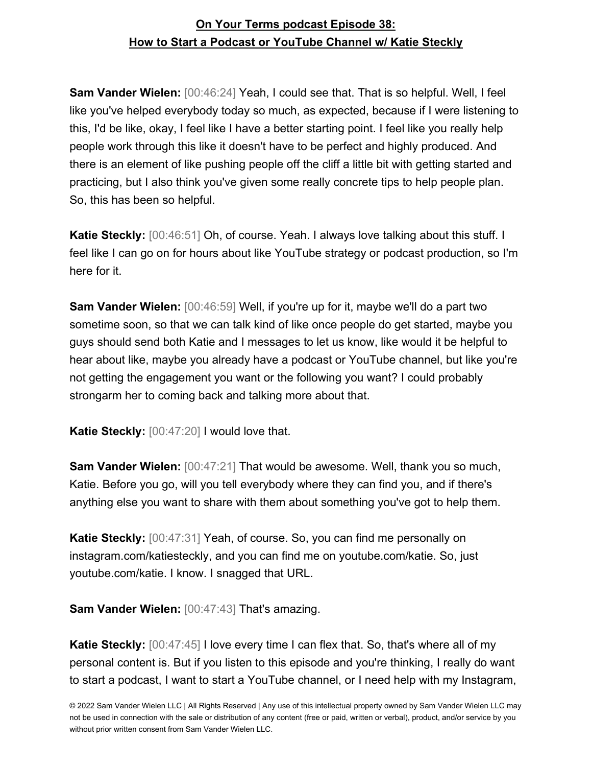**Sam Vander Wielen:** [00:46:24] Yeah, I could see that. That is so helpful. Well, I feel like you've helped everybody today so much, as expected, because if I were listening to this, I'd be like, okay, I feel like I have a better starting point. I feel like you really help people work through this like it doesn't have to be perfect and highly produced. And there is an element of like pushing people off the cliff a little bit with getting started and practicing, but I also think you've given some really concrete tips to help people plan. So, this has been so helpful.

**Katie Steckly:** [00:46:51] Oh, of course. Yeah. I always love talking about this stuff. I feel like I can go on for hours about like YouTube strategy or podcast production, so I'm here for it.

**Sam Vander Wielen:** [00:46:59] Well, if you're up for it, maybe we'll do a part two sometime soon, so that we can talk kind of like once people do get started, maybe you guys should send both Katie and I messages to let us know, like would it be helpful to hear about like, maybe you already have a podcast or YouTube channel, but like you're not getting the engagement you want or the following you want? I could probably strongarm her to coming back and talking more about that.

**Katie Steckly:** [00:47:20] I would love that.

**Sam Vander Wielen:** [00:47:21] That would be awesome. Well, thank you so much, Katie. Before you go, will you tell everybody where they can find you, and if there's anything else you want to share with them about something you've got to help them.

**Katie Steckly:** [00:47:31] Yeah, of course. So, you can find me personally on instagram.com/katiesteckly, and you can find me on youtube.com/katie. So, just youtube.com/katie. I know. I snagged that URL.

**Sam Vander Wielen:** [00:47:43] That's amazing.

**Katie Steckly:** [00:47:45] I love every time I can flex that. So, that's where all of my personal content is. But if you listen to this episode and you're thinking, I really do want to start a podcast, I want to start a YouTube channel, or I need help with my Instagram,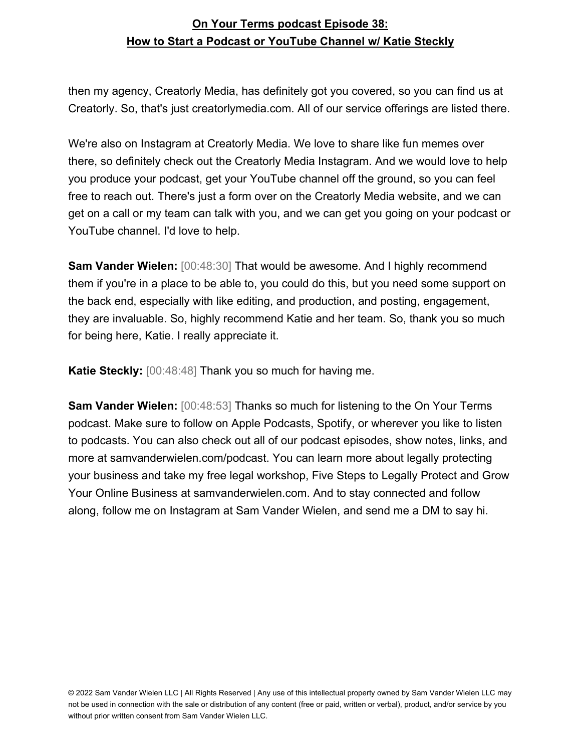then my agency, Creatorly Media, has definitely got you covered, so you can find us at Creatorly. So, that's just creatorlymedia.com. All of our service offerings are listed there.

We're also on Instagram at Creatorly Media. We love to share like fun memes over there, so definitely check out the Creatorly Media Instagram. And we would love to help you produce your podcast, get your YouTube channel off the ground, so you can feel free to reach out. There's just a form over on the Creatorly Media website, and we can get on a call or my team can talk with you, and we can get you going on your podcast or YouTube channel. I'd love to help.

**Sam Vander Wielen:** [00:48:30] That would be awesome. And I highly recommend them if you're in a place to be able to, you could do this, but you need some support on the back end, especially with like editing, and production, and posting, engagement, they are invaluable. So, highly recommend Katie and her team. So, thank you so much for being here, Katie. I really appreciate it.

**Katie Steckly:** [00:48:48] Thank you so much for having me.

**Sam Vander Wielen:** [00:48:53] Thanks so much for listening to the On Your Terms podcast. Make sure to follow on Apple Podcasts, Spotify, or wherever you like to listen to podcasts. You can also check out all of our podcast episodes, show notes, links, and more at samvanderwielen.com/podcast. You can learn more about legally protecting your business and take my free legal workshop, Five Steps to Legally Protect and Grow Your Online Business at samvanderwielen.com. And to stay connected and follow along, follow me on Instagram at Sam Vander Wielen, and send me a DM to say hi.